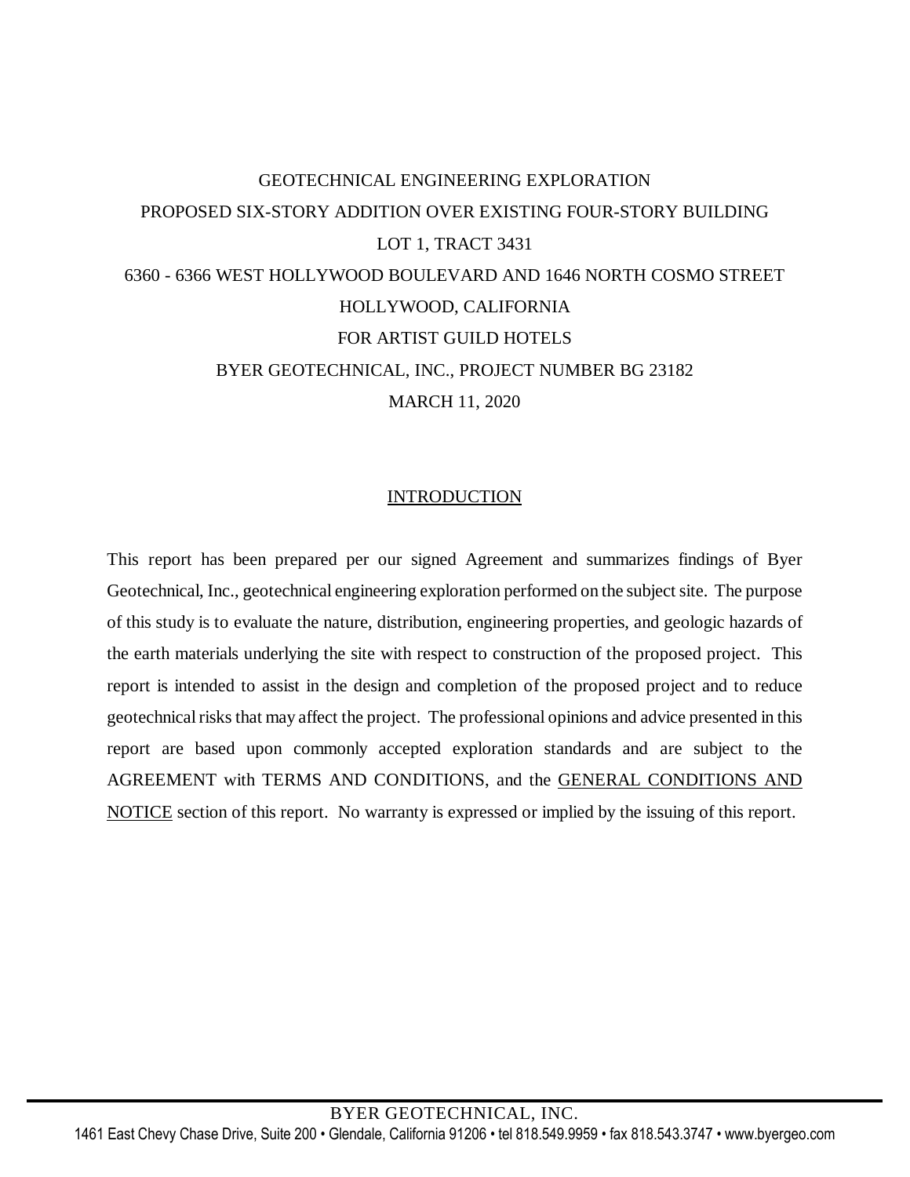# GEOTECHNICAL ENGINEERING EXPLORATION

PROPOSED SIX-STORY ADDITION OVER EXISTING FOUR-STORY BUILDING

LOT 1, TRACT 3431

6360 - 6366 WEST HOLLYWOOD BOULEVARD AND 1646 NORTH COSMO STREET

HOLLYWOOD, CALIFORNIA

FOR ARTIST GUILD HOTELS

BYER GEOTECHNICAL, INC., PROJECT NUMBER BG 23182

MARCH 11, 2020

## INTRODUCTION

This report has been prepared per our signed Agreement and summarizes findings of Byer Geotechnical, Inc., geotechnical engineering exploration performed on the subject site. The purpose of this study is to evaluate the nature, distribution, engineering properties, and geologic hazards of the earth materials underlying the site with respect to construction of the proposed project. This report is intended to assist in the design and completion of the proposed project and to reduce geotechnical risks that may affect the project. The professional opinions and advice presented in this report are based upon commonly accepted exploration standards and are subject to the AGREEMENT with TERMS AND CONDITIONS, and the GENERAL CONDITIONS AND NOTICE section of this report. No warranty is expressed or implied by the issuing of this report.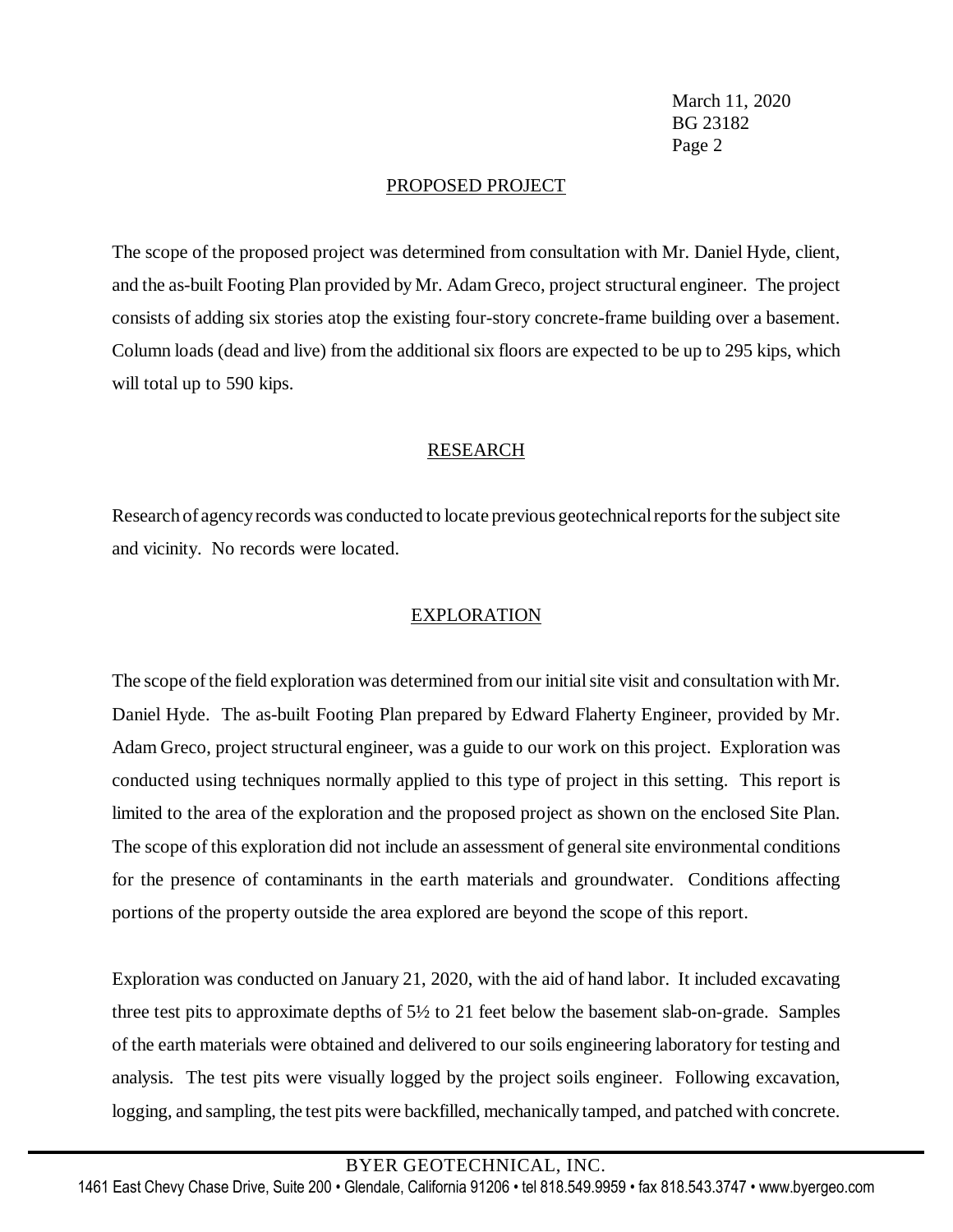## PROPOSED PROJECT

The scope of the proposed project was determined from consultation with Mr. Daniel Hyde, client, and the as-built Footing Plan provided by Mr. Adam Greco, project structural engineer. The project consists of adding six stories atop the existing four-story concrete-frame building over a basement. Column loads (dead and live) from the additional six floors are expected to be up to 295 kips, which will total up to 590 kips.

## RESEARCH

Research of agency records was conducted to locate previous geotechnical reports for the subject site and vicinity. No records were located.

## EXPLORATION

The scope of the field exploration was determined from our initial site visit and consultation with Mr. Daniel Hyde. The as-built Footing Plan prepared by Edward Flaherty Engineer, provided by Mr. Adam Greco, project structural engineer, was a guide to our work on this project. Exploration was conducted using techniques normally applied to this type of project in this setting. This report is limited to the area of the exploration and the proposed project as shown on the enclosed Site Plan. The scope of this exploration did not include an assessment of general site environmental conditions for the presence of contaminants in the earth materials and groundwater. Conditions affecting portions of the property outside the area explored are beyond the scope of this report.

Exploration was conducted on January 21, 2020, with the aid of hand labor. It included excavating three test pits to approximate depths of 5½ to 21 feet below the basement slab-on-grade. Samples of the earth materials were obtained and delivered to our soils engineering laboratory for testing and analysis. The test pits were visually logged by the project soils engineer. Following excavation, logging, and sampling, the test pits were backfilled, mechanically tamped, and patched with concrete.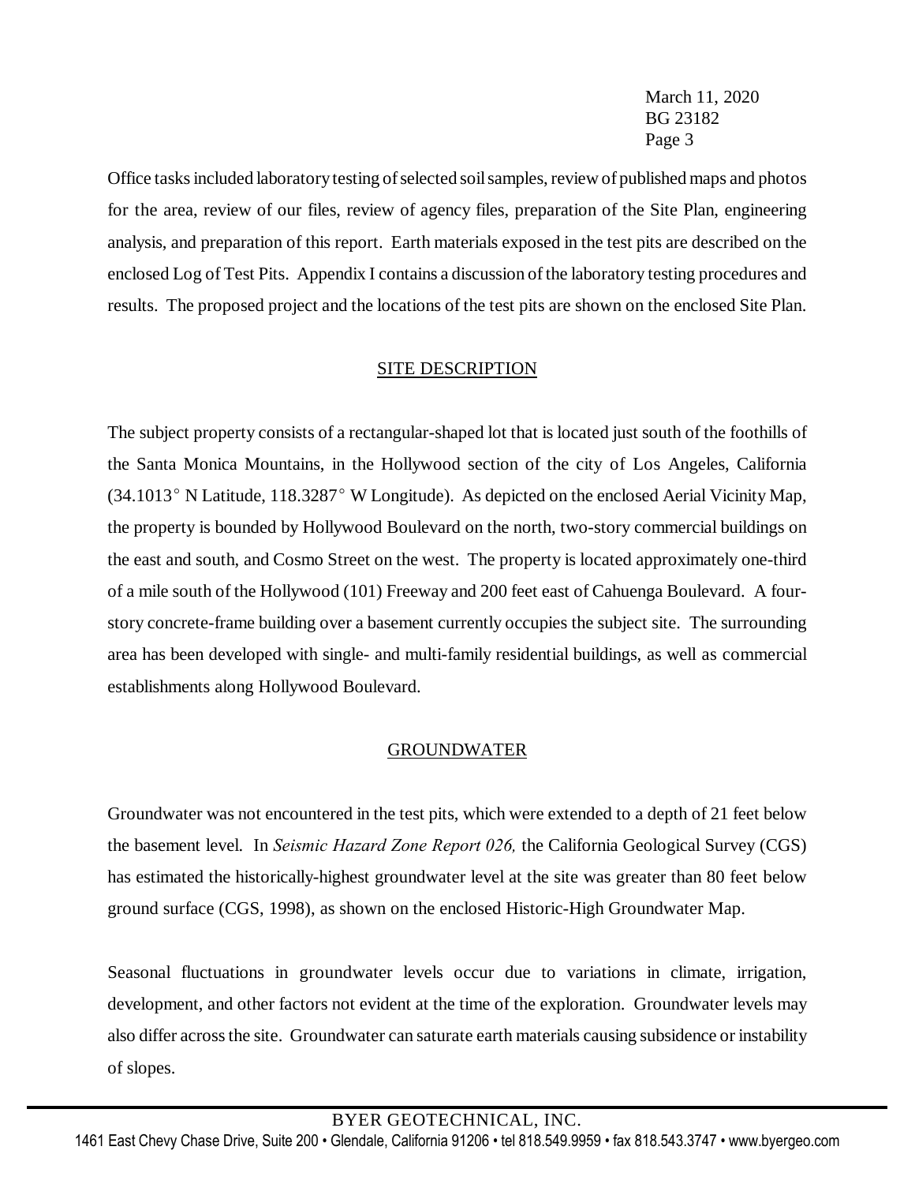Office tasks included laboratory testing of selected soil samples, review of published maps and photos for the area, review of our files, review of agency files, preparation of the Site Plan, engineering analysis, and preparation of this report. Earth materials exposed in the test pits are described on the enclosed Log of Test Pits. Appendix I contains a discussion of the laboratory testing procedures and results. The proposed project and the locations of the test pits are shown on the enclosed Site Plan.

## SITE DESCRIPTION

The subject property consists of a rectangular-shaped lot that is located just south of the foothills of the Santa Monica Mountains, in the Hollywood section of the city of Los Angeles, California (34.1013° N Latitude, 118.3287° W Longitude). As depicted on the enclosed Aerial Vicinity Map, the property is bounded by Hollywood Boulevard on the north, two-story commercial buildings on the east and south, and Cosmo Street on the west. The property is located approximately one-third of a mile south of the Hollywood (101) Freeway and 200 feet east of Cahuenga Boulevard. A four-story concrete-frame building over a basement currently occupies the subject site. The surrounding area has been developed with single- and multi-family residential buildings, as well as commercial establishments along Hollywood Boulevard.

## GROUNDWATER

Groundwater was not encountered in the test pits, which were extended to a depth of 21 feet below the basement level. In *Seismic Hazard Zone Report 026,* the California Geological Survey (CGS) has estimated the historically-highest groundwater level at the site was greater than 80 feet below ground surface (CGS, 1998), as shown on the enclosed Historic-High Groundwater Map.

Seasonal fluctuations in groundwater levels occur due to variations in climate, irrigation, development, and other factors not evident at the time of the exploration. Groundwater levels may also differ across the site. Groundwater can saturate earth materials causing subsidence or instability of slopes.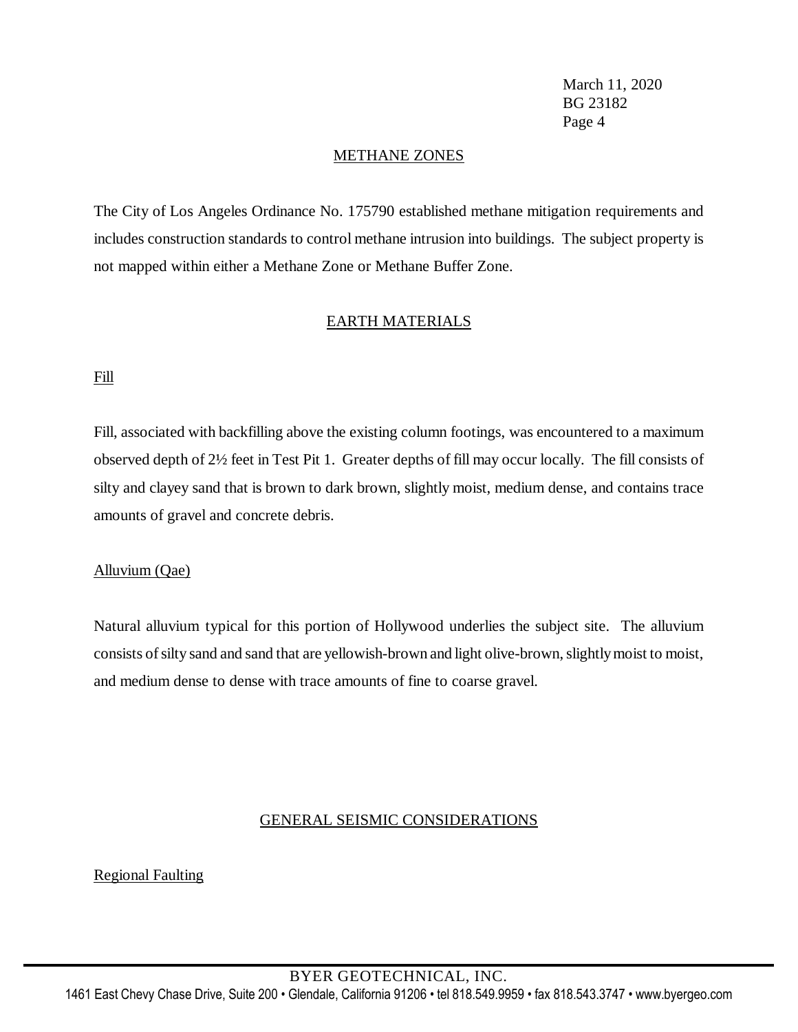## METHANE ZONES

The City of Los Angeles Ordinance No. 175790 established methane mitigation requirements and includes construction standards to control methane intrusion into buildings. The subject property is not mapped within either a Methane Zone or Methane Buffer Zone.

## EARTH MATERIALS

### Fill

Fill, associated with backfilling above the existing column footings, was encountered to a maximum observed depth of 2½ feet in Test Pit 1. Greater depths of fill may occur locally. The fill consists of silty and clayey sand that is brown to dark brown, slightly moist, medium dense, and contains trace amounts of gravel and concrete debris.

### Alluvium (Qae)

Natural alluvium typical for this portion of Hollywood underlies the subject site. The alluvium consists of silty sand and sand that are yellowish-brown and light olive-brown, slightly moist to moist, and medium dense to dense with trace amounts of fine to coarse gravel.

## GENERAL SEISMIC CONSIDERATIONS

### Regional Faulting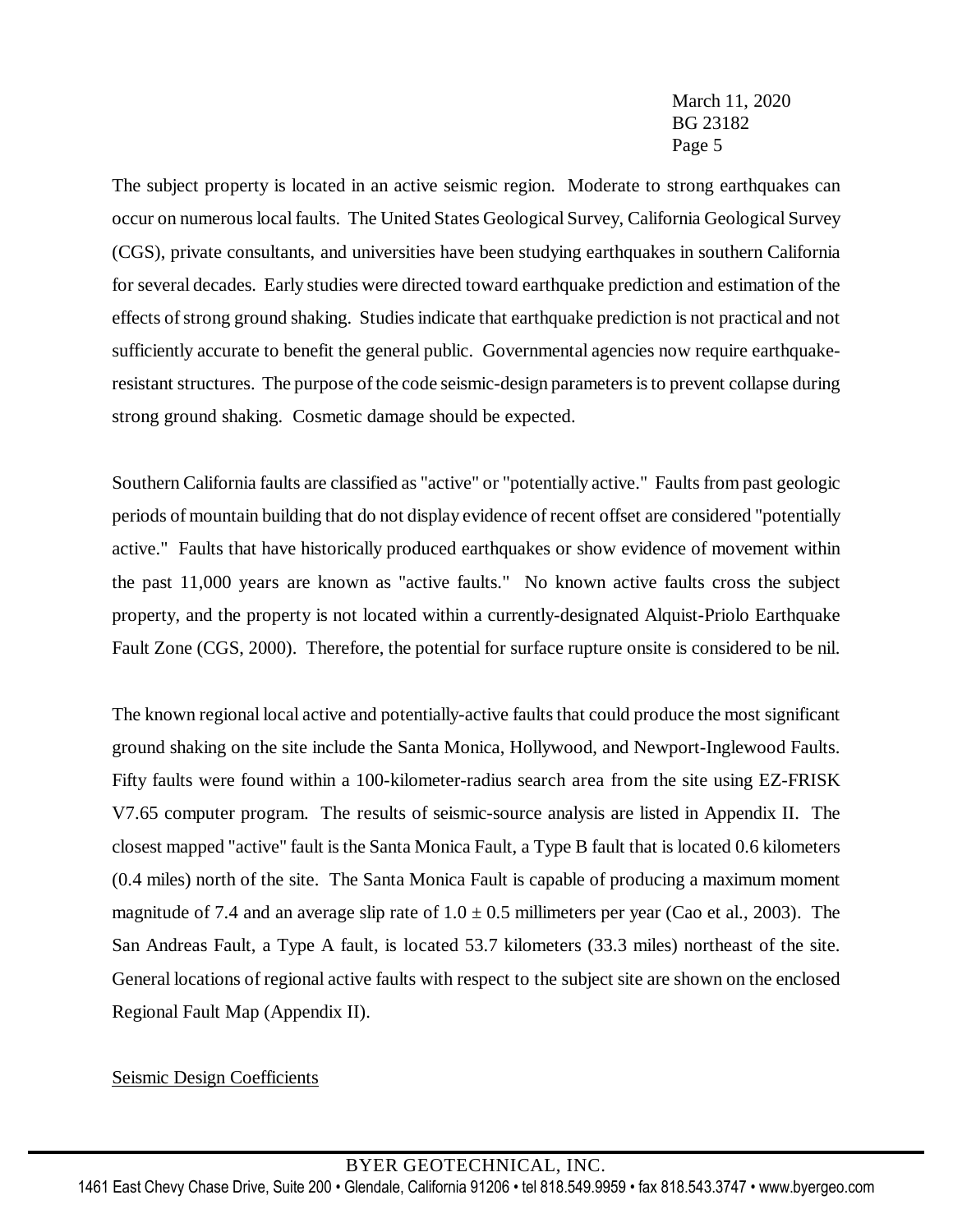The subject property is located in an active seismic region. Moderate to strong earthquakes can occur on numerous local faults. The United States Geological Survey, California Geological Survey (CGS), private consultants, and universities have been studying earthquakes in southern California for several decades. Early studies were directed toward earthquake prediction and estimation of the effects of strong ground shaking. Studies indicate that earthquake prediction is not practical and not sufficiently accurate to benefit the general public. Governmental agencies now require earthquake-resistant structures. The purpose of the code seismic-design parameters is to prevent collapse during strong ground shaking. Cosmetic damage should be expected.

Southern California faults are classified as "active" or "potentially active." Faults from past geologic periods of mountain building that do not display evidence of recent offset are considered "potentially active." Faults that have historically produced earthquakes or show evidence of movement within the past 11,000 years are known as "active faults." No known active faults cross the subject property, and the property is not located within a currently-designated Alquist-Priolo Earthquake Fault Zone (CGS, 2000). Therefore, the potential for surface rupture onsite is considered to be nil.

The known regional local active and potentially-active faults that could produce the most significant ground shaking on the site include the Santa Monica, Hollywood, and Newport-Inglewood Faults. Fifty faults were found within a 100-kilometer-radius search area from the site using EZ-FRISK V7.65 computer program. The results of seismic-source analysis are listed in Appendix II. The closest mapped "active" fault is the Santa Monica Fault, a Type B fault that is located 0.6 kilometers (0.4 miles) north of the site. The Santa Monica Fault is capable of producing a maximum moment magnitude of 7.4 and an average slip rate of $1.0 \pm 0.5$ millimeters per year (Cao et al., 2003). The San Andreas Fault, a Type A fault, is located 53.7 kilometers (33.3 miles) northeast of the site. General locations of regional active faults with respect to the subject site are shown on the enclosed Regional Fault Map (Appendix II).

### Seismic Design Coefficients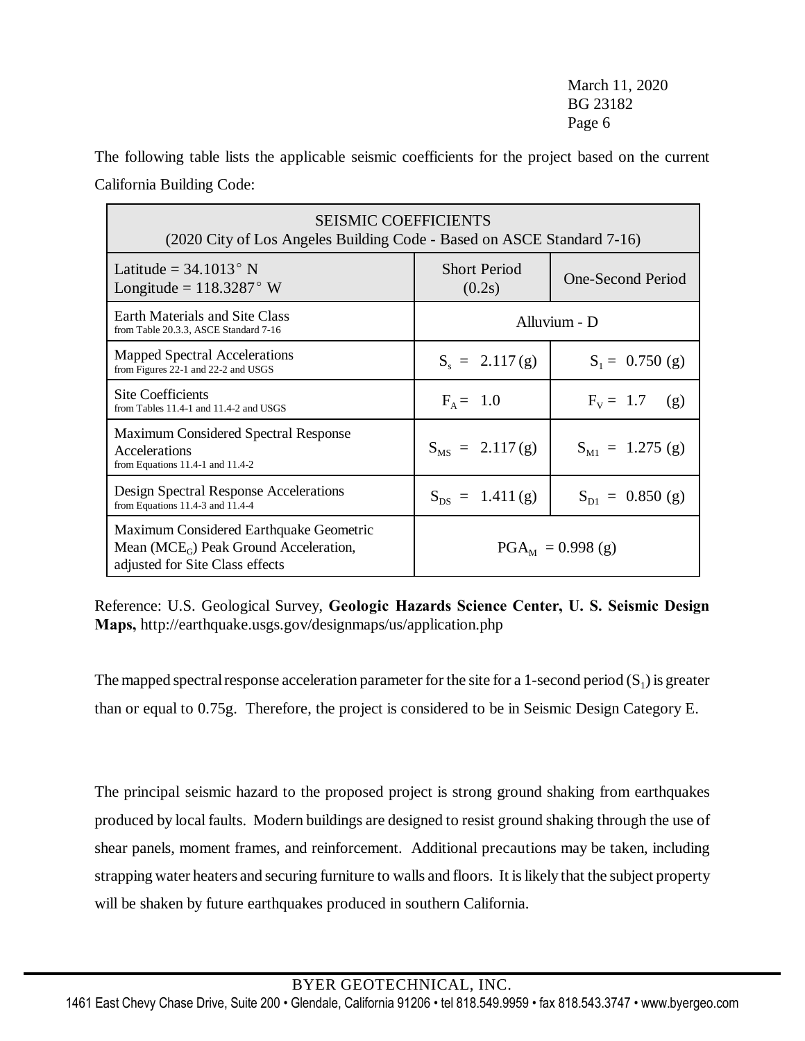The following table lists the applicable seismic coefficients for the project based on the current California Building Code:

| SEISMIC COEFFICIENTS (2020 City of Los Angeles Building Code - Based on ASCE Standard 7-16) | | |
|---|---|---|
| Latitude = 34.1013° N Longitude = 118.3287° W | Short Period (0.2s) | One-Second Period |
| Earth Materials and Site Class from Table 20.3.3, ASCE Standard 7-16 | Alluvium - D | |
| Mapped Spectral Accelerations from Figures 22-1 and 22-2 and USGS | $S_s$ = 2.117 (g) | $S_1$ = 0.750 (g) |
| Site Coefficients from Tables 11.4-1 and 11.4-2 and USGS | $F_A$ = 1.0 | $F_V$ = 1.7 (g) |
| Maximum Considered Spectral Response Accelerations from Equations 11.4-1 and 11.4-2 | $S_{MS}$ = 2.117 (g) | $S_{M1}$ = 1.275 (g) |
| Design Spectral Response Accelerations from Equations 11.4-3 and 11.4-4 | $S_{DS}$ = 1.411 (g) | $S_{D1}$ = 0.850 (g) |
| Maximum Considered Earthquake Geometric Mean ($MCE_G$) Peak Ground Acceleration, adjusted for Site Class effects | $PGA_M$ = 0.998 (g) | |

Reference: U.S. Geological Survey, **Geologic Hazards Science Center, U. S. Seismic Design Maps,** http://earthquake.usgs.gov/designmaps/us/application.php

The mapped spectral response acceleration parameter for the site for a 1-second period ($S_1$) is greater than or equal to 0.75g. Therefore, the project is considered to be in Seismic Design Category E.

The principal seismic hazard to the proposed project is strong ground shaking from earthquakes produced by local faults. Modern buildings are designed to resist ground shaking through the use of shear panels, moment frames, and reinforcement. Additional precautions may be taken, including strapping water heaters and securing furniture to walls and floors. It is likely that the subject property will be shaken by future earthquakes produced in southern California.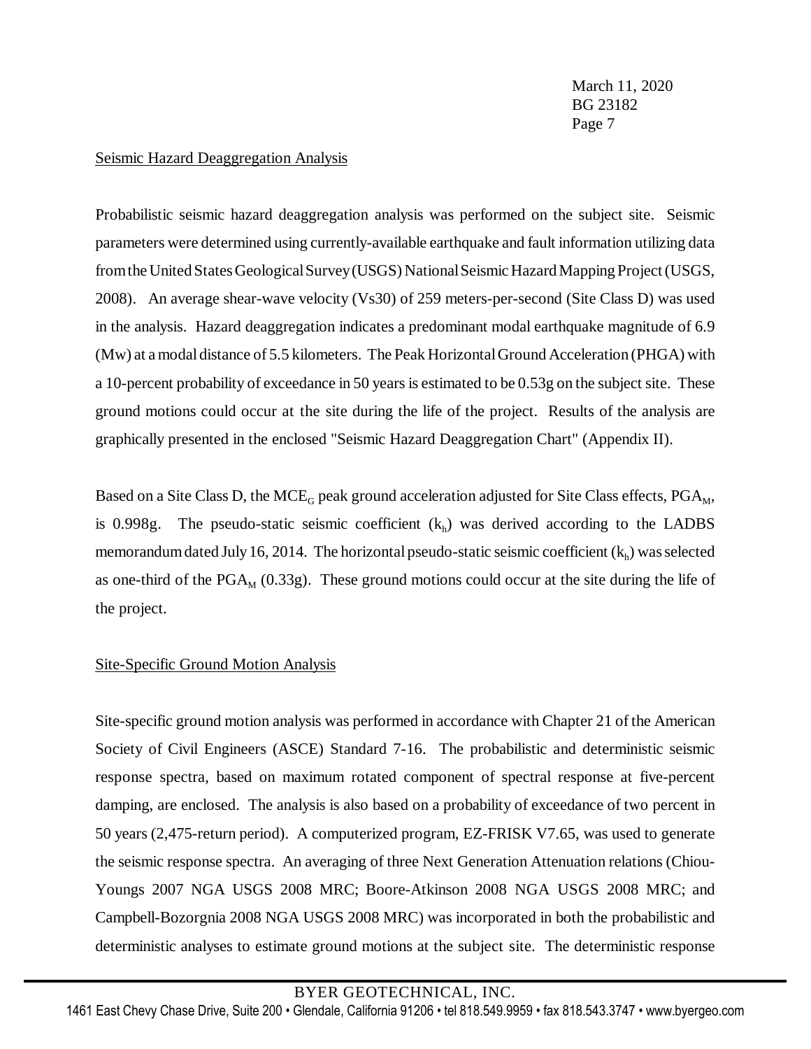March 11, 2020
BG 23182

## Seismic Hazard Deaggregation Analysis

Probabilistic seismic hazard deaggregation analysis was performed on the subject site. Seismic parameters were determined using currently-available earthquake and fault information utilizing data from the United States Geological Survey (USGS) National Seismic Hazard Mapping Project (USGS, 2008). An average shear-wave velocity (Vs30) of 259 meters-per-second (Site Class D) was used in the analysis. Hazard deaggregation indicates a predominant modal earthquake magnitude of 6.9 (Mw) at a modal distance of 5.5 kilometers. The Peak Horizontal Ground Acceleration (PHGA) with a 10-percent probability of exceedance in 50 years is estimated to be 0.53g on the subject site. These ground motions could occur at the site during the life of the project. Results of the analysis are graphically presented in the enclosed "Seismic Hazard Deaggregation Chart" (Appendix II).

Based on a Site Class D, the $MCE_G$ peak ground acceleration adjusted for Site Class effects, $PGA_M$, is 0.998g. The pseudo-static seismic coefficient ($k_h$) was derived according to the LADBS memorandum dated July 16, 2014. The horizontal pseudo-static seismic coefficient ($k_h$) was selected as one-third of the $PGA_M$ (0.33g). These ground motions could occur at the site during the life of the project.

## Site-Specific Ground Motion Analysis

Site-specific ground motion analysis was performed in accordance with Chapter 21 of the American Society of Civil Engineers (ASCE) Standard 7-16. The probabilistic and deterministic seismic response spectra, based on maximum rotated component of spectral response at five-percent damping, are enclosed. The analysis is also based on a probability of exceedance of two percent in 50 years (2,475-return period). A computerized program, EZ-FRISK V7.65, was used to generate the seismic response spectra. An averaging of three Next Generation Attenuation relations (Chiou-Youngs 2007 NGA USGS 2008 MRC; Boore-Atkinson 2008 NGA USGS 2008 MRC; and Campbell-Bozorgnia 2008 NGA USGS 2008 MRC) was incorporated in both the probabilistic and deterministic analyses to estimate ground motions at the subject site. The deterministic response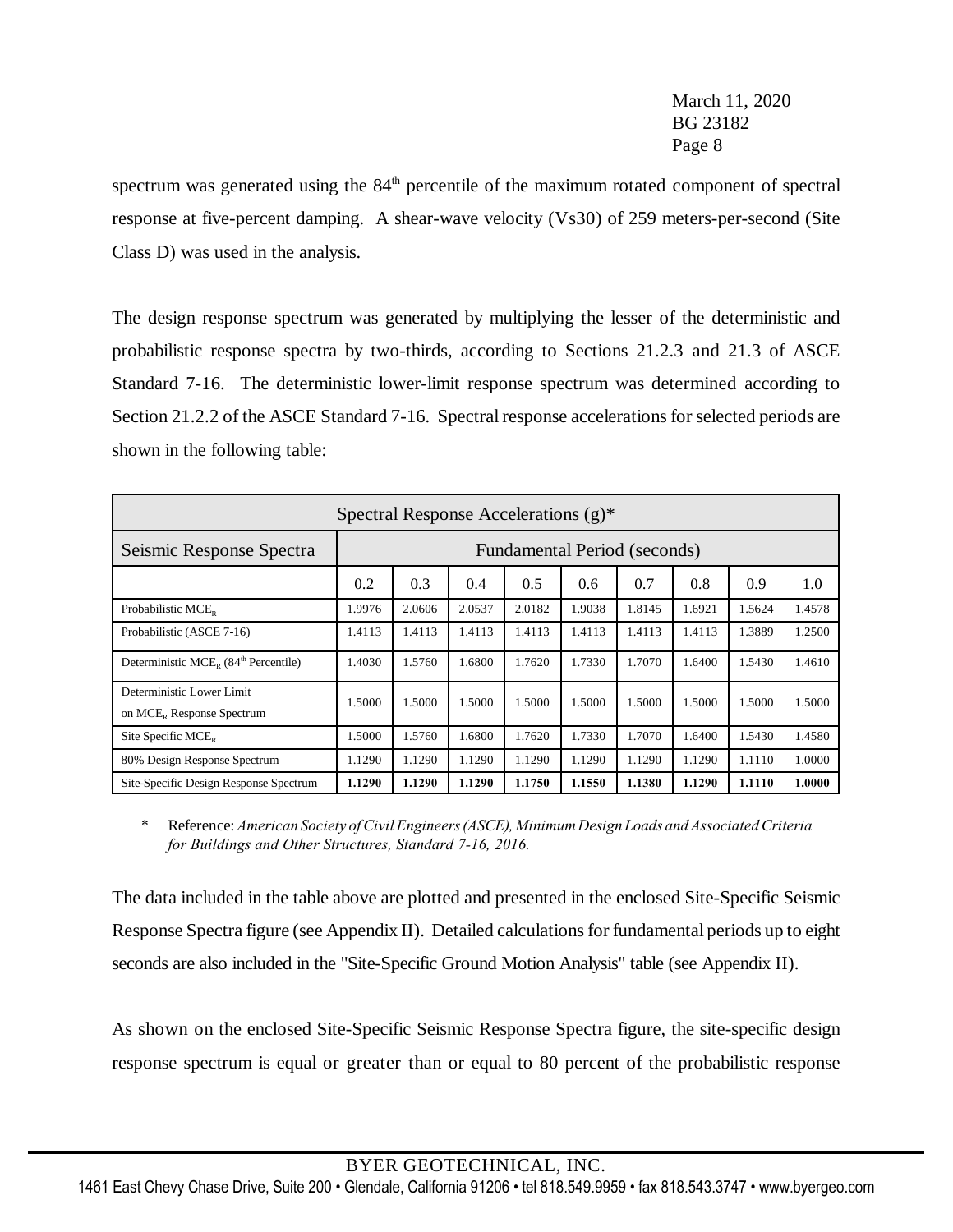spectrum was generated using the 84th percentile of the maximum rotated component of spectral response at five-percent damping. A shear-wave velocity (Vs30) of 259 meters-per-second (Site Class D) was used in the analysis.

The design response spectrum was generated by multiplying the lesser of the deterministic and probabilistic response spectra by two-thirds, according to Sections 21.2.3 and 21.3 of ASCE Standard 7-16. The deterministic lower-limit response spectrum was determined according to Section 21.2.2 of the ASCE Standard 7-16. Spectral response accelerations for selected periods are shown in the following table:

| Spectral Response Accelerations (g)* | | | | | | | | | |
|---|---|---|---|---|---|---|---|---|---|
| Seismic Response Spectra | Fundamental Period (seconds) | | | | | | | | |
| | 0.2 | 0.3 | 0.4 | 0.5 | 0.6 | 0.7 | 0.8 | 0.9 | 1.0 |
| Probabilistic $MCE_R$ | 1.9976 | 2.0606 | 2.0537 | 2.0182 | 1.9038 | 1.8145 | 1.6921 | 1.5624 | 1.4578 |
| Probabilistic (ASCE 7-16) | 1.4113 | 1.4113 | 1.4113 | 1.4113 | 1.4113 | 1.4113 | 1.4113 | 1.3889 | 1.2500 |
| Deterministic $MCE_R$ (84th Percentile) | 1.4030 | 1.5760 | 1.6800 | 1.7620 | 1.7330 | 1.7070 | 1.6400 | 1.5430 | 1.4610 |
| Deterministic Lower Limit on $MCE_R$ Response Spectrum | 1.5000 | 1.5000 | 1.5000 | 1.5000 | 1.5000 | 1.5000 | 1.5000 | 1.5000 | 1.5000 |
| Site Specific $MCE_R$ | 1.5000 | 1.5760 | 1.6800 | 1.7620 | 1.7330 | 1.7070 | 1.6400 | 1.5430 | 1.4580 |
| 80% Design Response Spectrum | 1.1290 | 1.1290 | 1.1290 | 1.1290 | 1.1290 | 1.1290 | 1.1290 | 1.1110 | 1.0000 |
| Site-Specific Design Response Spectrum | **1.1290** | **1.1290** | **1.1290** | **1.1750** | **1.1550** | **1.1380** | **1.1290** | **1.1110** | **1.0000** |

\* Reference: *American Society of Civil Engineers (ASCE), Minimum Design Loads and Associated Criteria for Buildings and Other Structures, Standard 7-16, 2016.*

The data included in the table above are plotted and presented in the enclosed Site-Specific Seismic Response Spectra figure (see Appendix II). Detailed calculations for fundamental periods up to eight seconds are also included in the "Site-Specific Ground Motion Analysis" table (see Appendix II).

As shown on the enclosed Site-Specific Seismic Response Spectra figure, the site-specific design response spectrum is equal or greater than or equal to 80 percent of the probabilistic response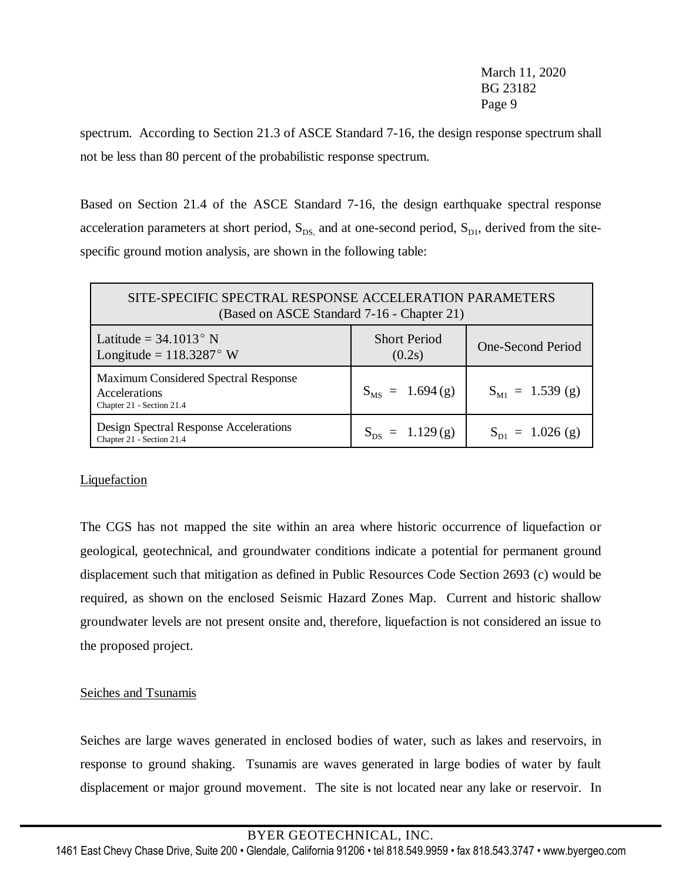spectrum. According to Section 21.3 of ASCE Standard 7-16, the design response spectrum shall not be less than 80 percent of the probabilistic response spectrum.

Based on Section 21.4 of the ASCE Standard 7-16, the design earthquake spectral response acceleration parameters at short period, $S_{DS,}$ and at one-second period, $S_{D1}$, derived from the site-specific ground motion analysis, are shown in the following table:

| SITE-SPECIFIC SPECTRAL RESPONSE ACCELERATION PARAMETERS (Based on ASCE Standard 7-16 - Chapter 21) | | |
|---|---|---|
| Latitude = 34.1013° N<br>Longitude = 118.3287° W | Short Period (0.2s) | One-Second Period |
| Maximum Considered Spectral Response Accelerations<br>Chapter 21 - Section 21.4 | $S_{MS}$ = 1.694 (g) | $S_{M1}$ = 1.539 (g) |
| Design Spectral Response Accelerations<br>Chapter 21 - Section 21.4 | $S_{DS}$ = 1.129 (g) | $S_{D1}$ = 1.026 (g) |

## Liquefaction

The CGS has not mapped the site within an area where historic occurrence of liquefaction or geological, geotechnical, and groundwater conditions indicate a potential for permanent ground displacement such that mitigation as defined in Public Resources Code Section 2693 (c) would be required, as shown on the enclosed Seismic Hazard Zones Map. Current and historic shallow groundwater levels are not present onsite and, therefore, liquefaction is not considered an issue to the proposed project.

## Seiches and Tsunamis

Seiches are large waves generated in enclosed bodies of water, such as lakes and reservoirs, in response to ground shaking. Tsunamis are waves generated in large bodies of water by fault displacement or major ground movement. The site is not located near any lake or reservoir. In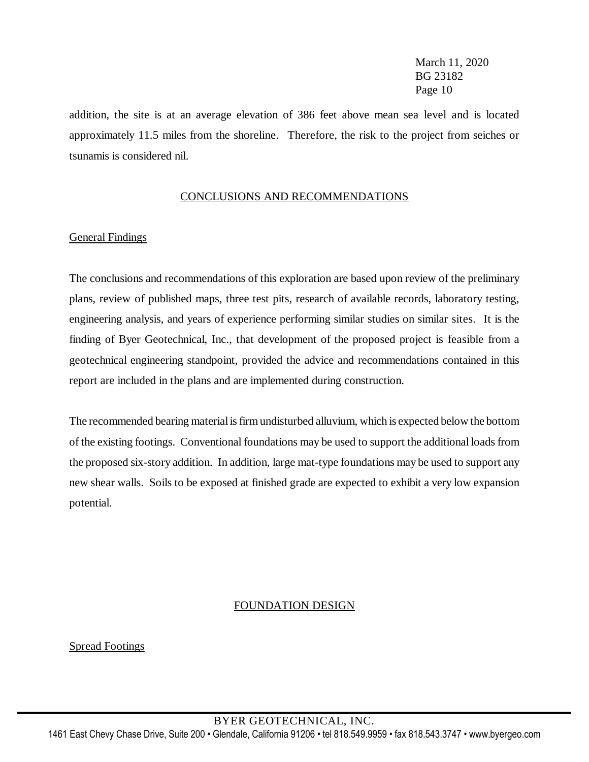addition, the site is at an average elevation of 386 feet above mean sea level and is located approximately 11.5 miles from the shoreline. Therefore, the risk to the project from seiches or tsunamis is considered nil.

## CONCLUSIONS AND RECOMMENDATIONS

### General Findings

The conclusions and recommendations of this exploration are based upon review of the preliminary plans, review of published maps, three test pits, research of available records, laboratory testing, engineering analysis, and years of experience performing similar studies on similar sites. It is the finding of Byer Geotechnical, Inc., that development of the proposed project is feasible from a geotechnical engineering standpoint, provided the advice and recommendations contained in this report are included in the plans and are implemented during construction.

The recommended bearing material is firm undisturbed alluvium, which is expected below the bottom of the existing footings. Conventional foundations may be used to support the additional loads from the proposed six-story addition. In addition, large mat-type foundations may be used to support any new shear walls. Soils to be exposed at finished grade are expected to exhibit a very low expansion potential.

## FOUNDATION DESIGN

### Spread Footings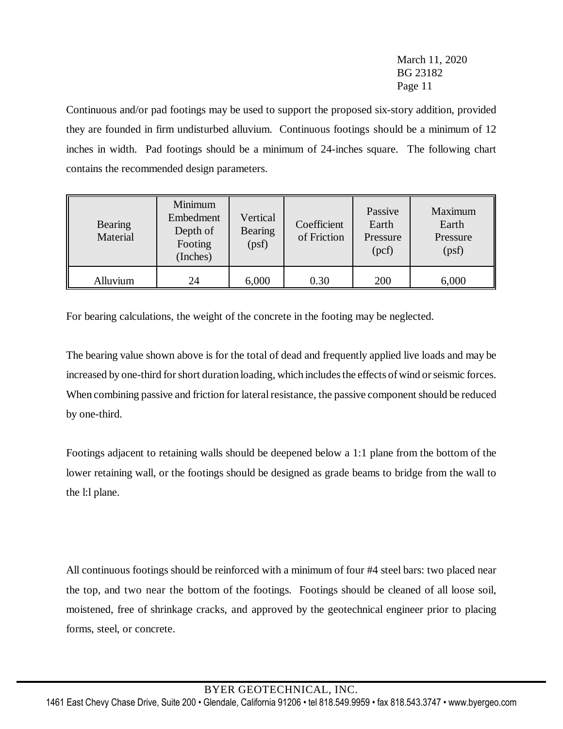Continuous and/or pad footings may be used to support the proposed six-story addition, provided they are founded in firm undisturbed alluvium. Continuous footings should be a minimum of 12 inches in width. Pad footings should be a minimum of 24-inches square. The following chart contains the recommended design parameters.

| Bearing Material | Minimum Embedment Depth of Footing (Inches) | Vertical Bearing (psf) | Coefficient of Friction | Passive Earth Pressure (pcf) | Maximum Earth Pressure (psf) |
|---|---|---|---|---|---|
| Alluvium | 24 | 6,000 | 0.30 | 200 | 6,000 |

For bearing calculations, the weight of the concrete in the footing may be neglected.

The bearing value shown above is for the total of dead and frequently applied live loads and may be increased by one-third for short duration loading, which includes the effects of wind or seismic forces. When combining passive and friction for lateral resistance, the passive component should be reduced by one-third.

Footings adjacent to retaining walls should be deepened below a 1:1 plane from the bottom of the lower retaining wall, or the footings should be designed as grade beams to bridge from the wall to the l:l plane.

All continuous footings should be reinforced with a minimum of four #4 steel bars: two placed near the top, and two near the bottom of the footings. Footings should be cleaned of all loose soil, moistened, free of shrinkage cracks, and approved by the geotechnical engineer prior to placing forms, steel, or concrete.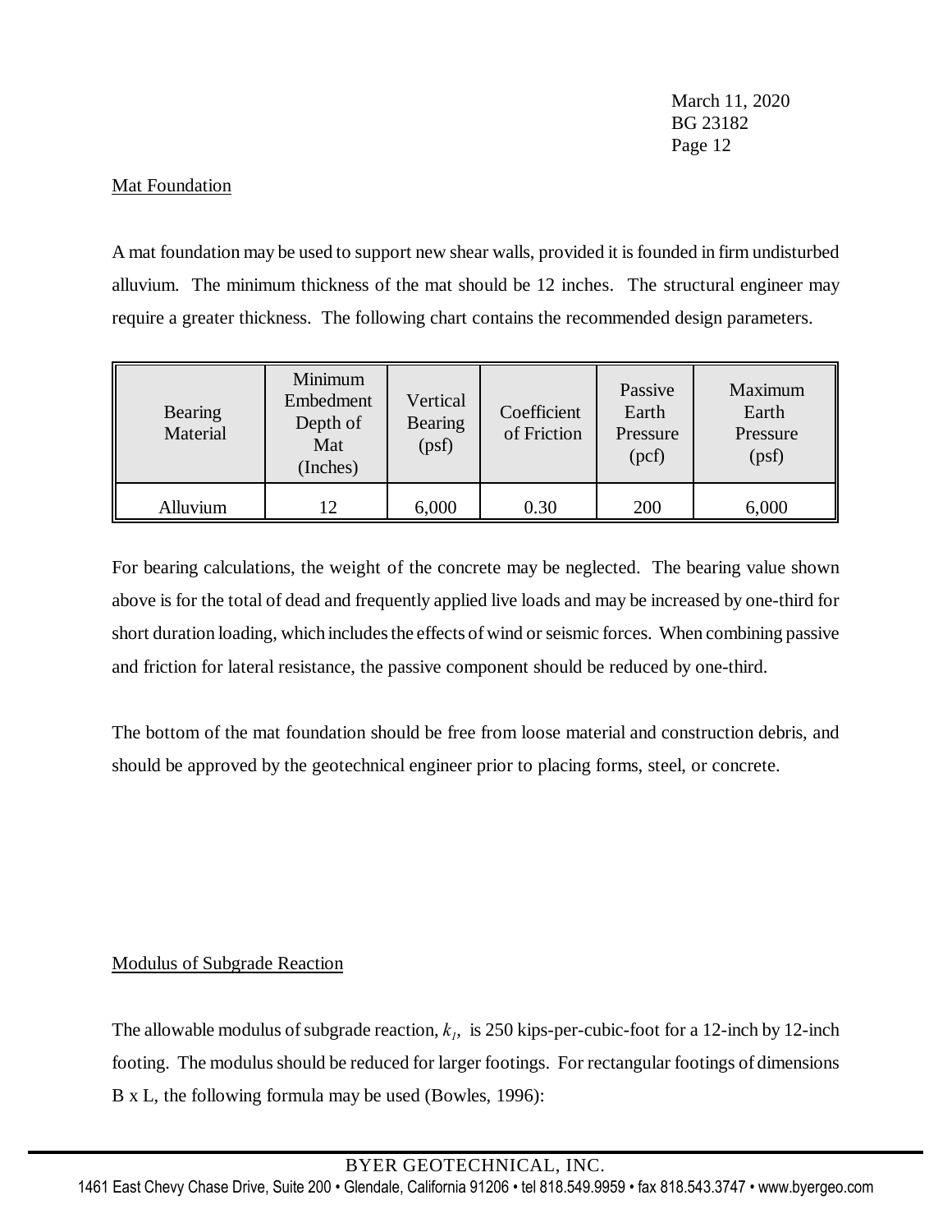## Mat Foundation

A mat foundation may be used to support new shear walls, provided it is founded in firm undisturbed alluvium. The minimum thickness of the mat should be 12 inches. The structural engineer may require a greater thickness. The following chart contains the recommended design parameters.

| Bearing Material | Minimum Embedment Depth of Mat (Inches) | Vertical Bearing (psf) | Coefficient of Friction | Passive Earth Pressure (pcf) | Maximum Earth Pressure (psf) |
|---|---|---|---|---|---|
| Alluvium | 12 | 6,000 | 0.30 | 200 | 6,000 |

For bearing calculations, the weight of the concrete may be neglected. The bearing value shown above is for the total of dead and frequently applied live loads and may be increased by one-third for short duration loading, which includes the effects of wind or seismic forces. When combining passive and friction for lateral resistance, the passive component should be reduced by one-third.

The bottom of the mat foundation should be free from loose material and construction debris, and should be approved by the geotechnical engineer prior to placing forms, steel, or concrete.

## Modulus of Subgrade Reaction

The allowable modulus of subgrade reaction, $k_1$, is 250 kips-per-cubic-foot for a 12-inch by 12-inch footing. The modulus should be reduced for larger footings. For rectangular footings of dimensions B x L, the following formula may be used (Bowles, 1996):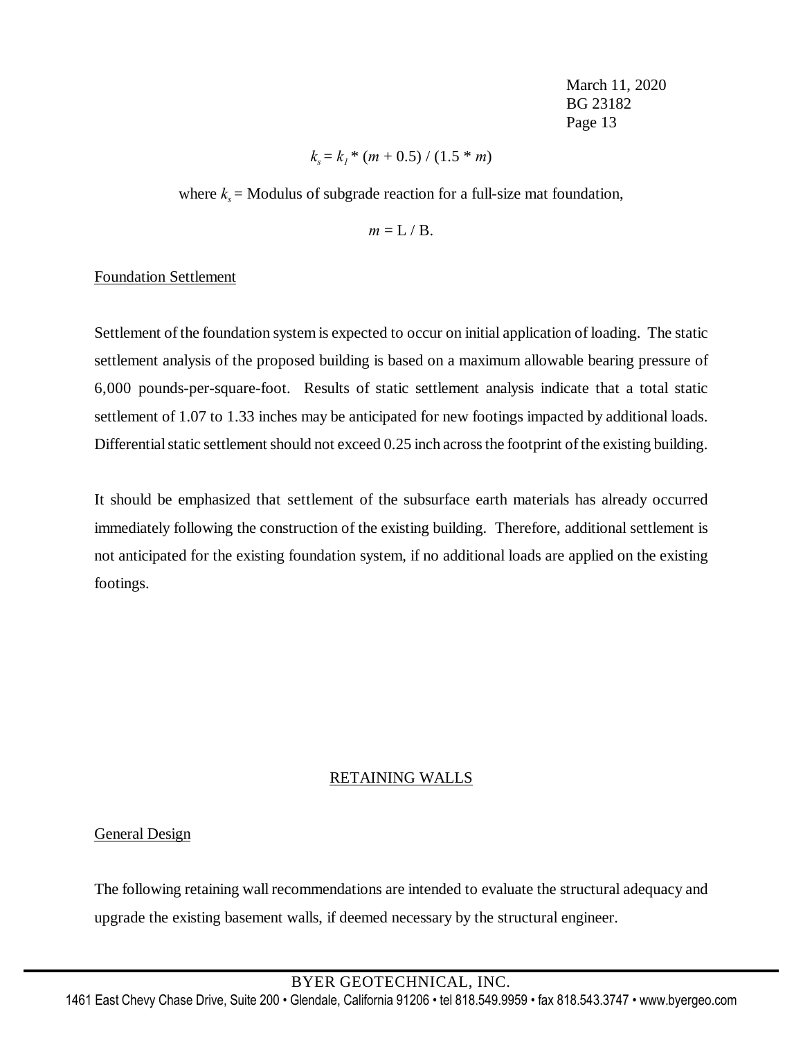$$k_s = k_1 * (m + 0.5) / (1.5 * m)$$

where $k_s$ = Modulus of subgrade reaction for a full-size mat foundation,

$$m = L / B.$$

Foundation Settlement

Settlement of the foundation system is expected to occur on initial application of loading. The static settlement analysis of the proposed building is based on a maximum allowable bearing pressure of 6,000 pounds-per-square-foot. Results of static settlement analysis indicate that a total static settlement of 1.07 to 1.33 inches may be anticipated for new footings impacted by additional loads. Differential static settlement should not exceed 0.25 inch across the footprint of the existing building.

It should be emphasized that settlement of the subsurface earth materials has already occurred immediately following the construction of the existing building. Therefore, additional settlement is not anticipated for the existing foundation system, if no additional loads are applied on the existing footings.

## RETAINING WALLS

General Design

The following retaining wall recommendations are intended to evaluate the structural adequacy and upgrade the existing basement walls, if deemed necessary by the structural engineer.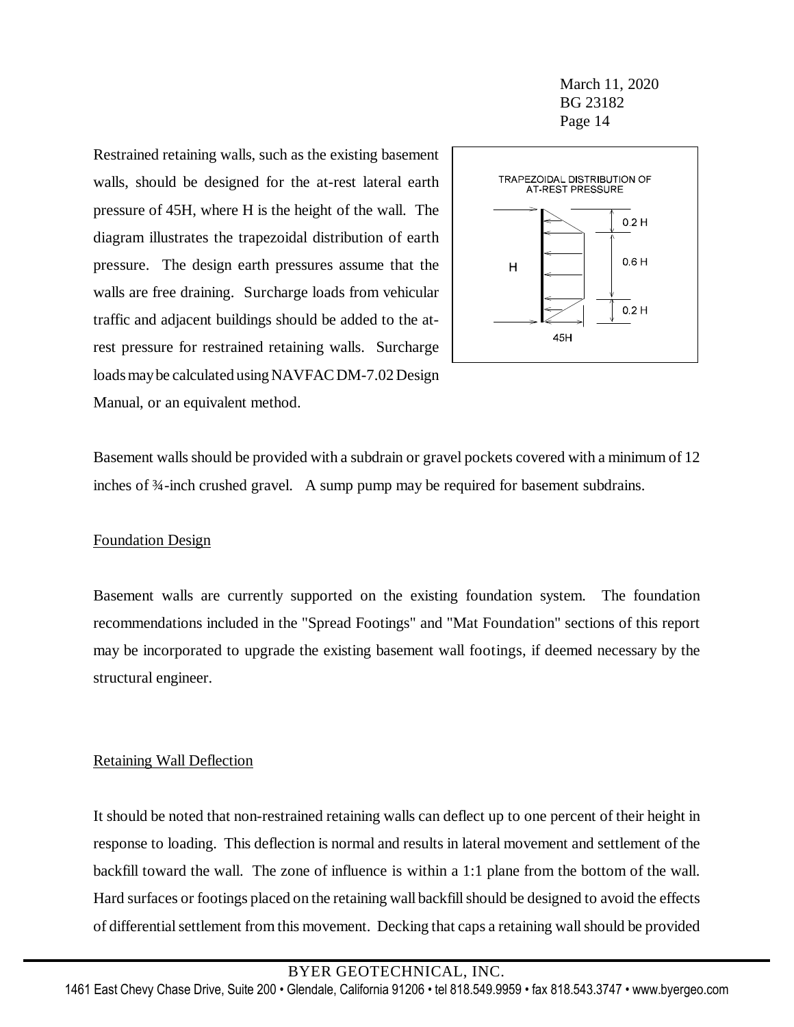Restrained retaining walls, such as the existing basement walls, should be designed for the at-rest lateral earth pressure of 45H, where H is the height of the wall. The diagram illustrates the trapezoidal distribution of earth pressure. The design earth pressures assume that the walls are free draining. Surcharge loads from vehicular traffic and adjacent buildings should be added to the at-rest pressure for restrained retaining walls. Surcharge loads may be calculated using NAVFAC DM-7.02 Design Manual, or an equivalent method.

TRAPEZOIDAL DISTRIBUTION OF AT-REST PRESSURE

H | 0.2 H | 0.6 H | 0.2 H | 45H

Basement walls should be provided with a subdrain or gravel pockets covered with a minimum of 12 inches of ¾-inch crushed gravel. A sump pump may be required for basement subdrains.

## Foundation Design

Basement walls are currently supported on the existing foundation system. The foundation recommendations included in the "Spread Footings" and "Mat Foundation" sections of this report may be incorporated to upgrade the existing basement wall footings, if deemed necessary by the structural engineer.

## Retaining Wall Deflection

It should be noted that non-restrained retaining walls can deflect up to one percent of their height in response to loading. This deflection is normal and results in lateral movement and settlement of the backfill toward the wall. The zone of influence is within a 1:1 plane from the bottom of the wall. Hard surfaces or footings placed on the retaining wall backfill should be designed to avoid the effects of differential settlement from this movement. Decking that caps a retaining wall should be provided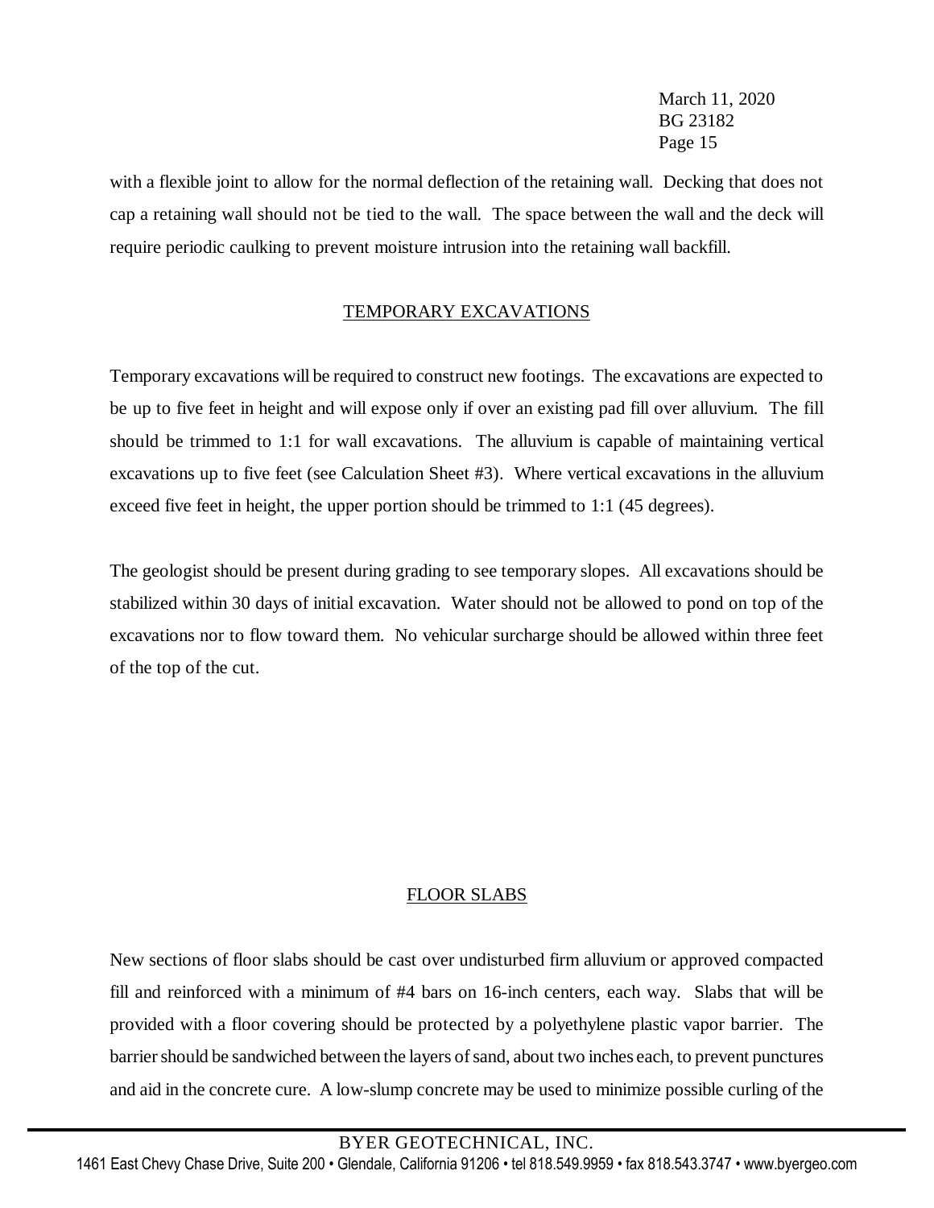with a flexible joint to allow for the normal deflection of the retaining wall. Decking that does not cap a retaining wall should not be tied to the wall. The space between the wall and the deck will require periodic caulking to prevent moisture intrusion into the retaining wall backfill.

## TEMPORARY EXCAVATIONS

Temporary excavations will be required to construct new footings. The excavations are expected to be up to five feet in height and will expose only if over an existing pad fill over alluvium. The fill should be trimmed to 1:1 for wall excavations. The alluvium is capable of maintaining vertical excavations up to five feet (see Calculation Sheet #3). Where vertical excavations in the alluvium exceed five feet in height, the upper portion should be trimmed to 1:1 (45 degrees).

The geologist should be present during grading to see temporary slopes. All excavations should be stabilized within 30 days of initial excavation. Water should not be allowed to pond on top of the excavations nor to flow toward them. No vehicular surcharge should be allowed within three feet of the top of the cut.

## FLOOR SLABS

New sections of floor slabs should be cast over undisturbed firm alluvium or approved compacted fill and reinforced with a minimum of #4 bars on 16-inch centers, each way. Slabs that will be provided with a floor covering should be protected by a polyethylene plastic vapor barrier. The barrier should be sandwiched between the layers of sand, about two inches each, to prevent punctures and aid in the concrete cure. A low-slump concrete may be used to minimize possible curling of the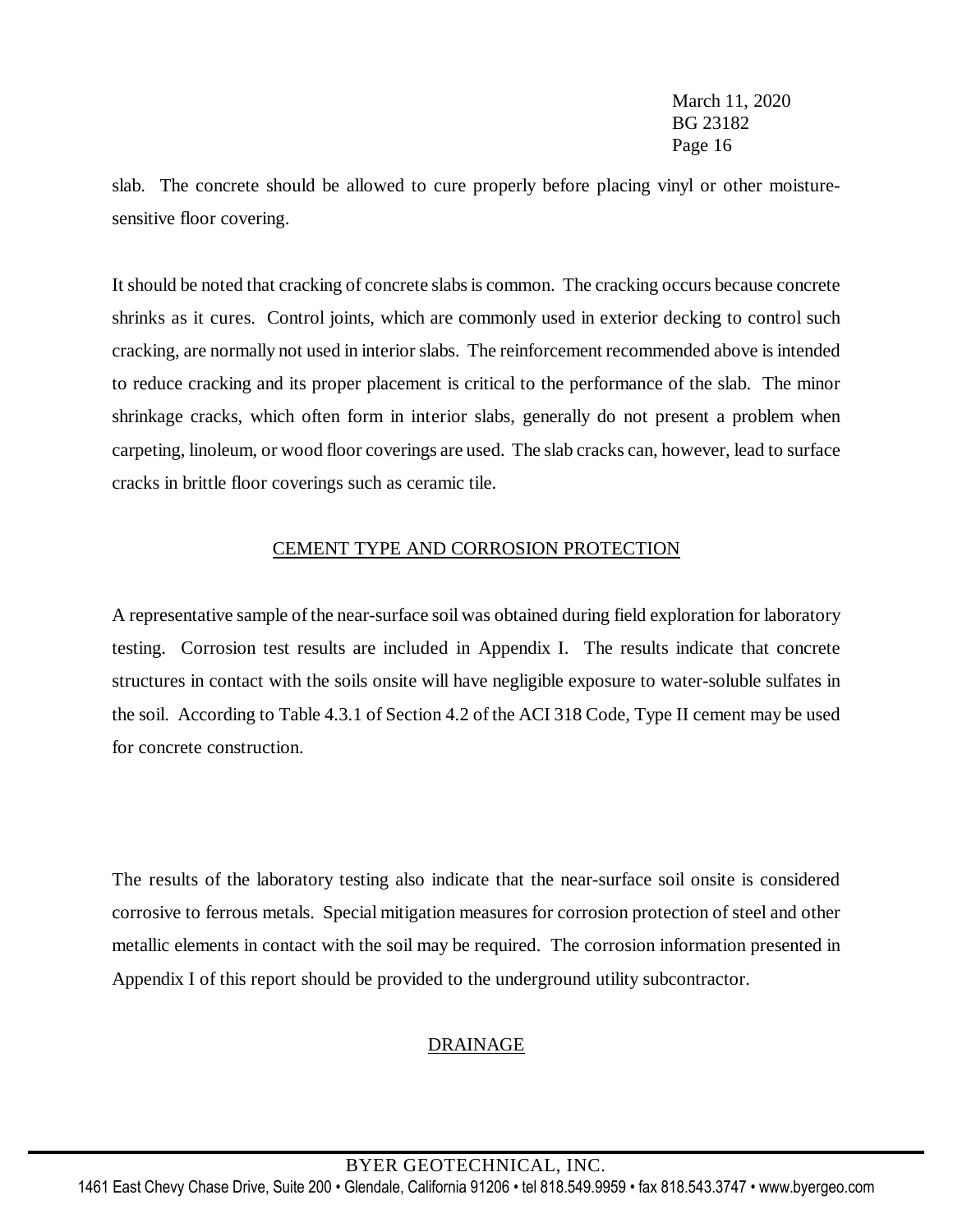slab. The concrete should be allowed to cure properly before placing vinyl or other moisture-sensitive floor covering.

It should be noted that cracking of concrete slabs is common. The cracking occurs because concrete shrinks as it cures. Control joints, which are commonly used in exterior decking to control such cracking, are normally not used in interior slabs. The reinforcement recommended above is intended to reduce cracking and its proper placement is critical to the performance of the slab. The minor shrinkage cracks, which often form in interior slabs, generally do not present a problem when carpeting, linoleum, or wood floor coverings are used. The slab cracks can, however, lead to surface cracks in brittle floor coverings such as ceramic tile.

## CEMENT TYPE AND CORROSION PROTECTION

A representative sample of the near-surface soil was obtained during field exploration for laboratory testing. Corrosion test results are included in Appendix I. The results indicate that concrete structures in contact with the soils onsite will have negligible exposure to water-soluble sulfates in the soil. According to Table 4.3.1 of Section 4.2 of the ACI 318 Code, Type II cement may be used for concrete construction.

The results of the laboratory testing also indicate that the near-surface soil onsite is considered corrosive to ferrous metals. Special mitigation measures for corrosion protection of steel and other metallic elements in contact with the soil may be required. The corrosion information presented in Appendix I of this report should be provided to the underground utility subcontractor.

## DRAINAGE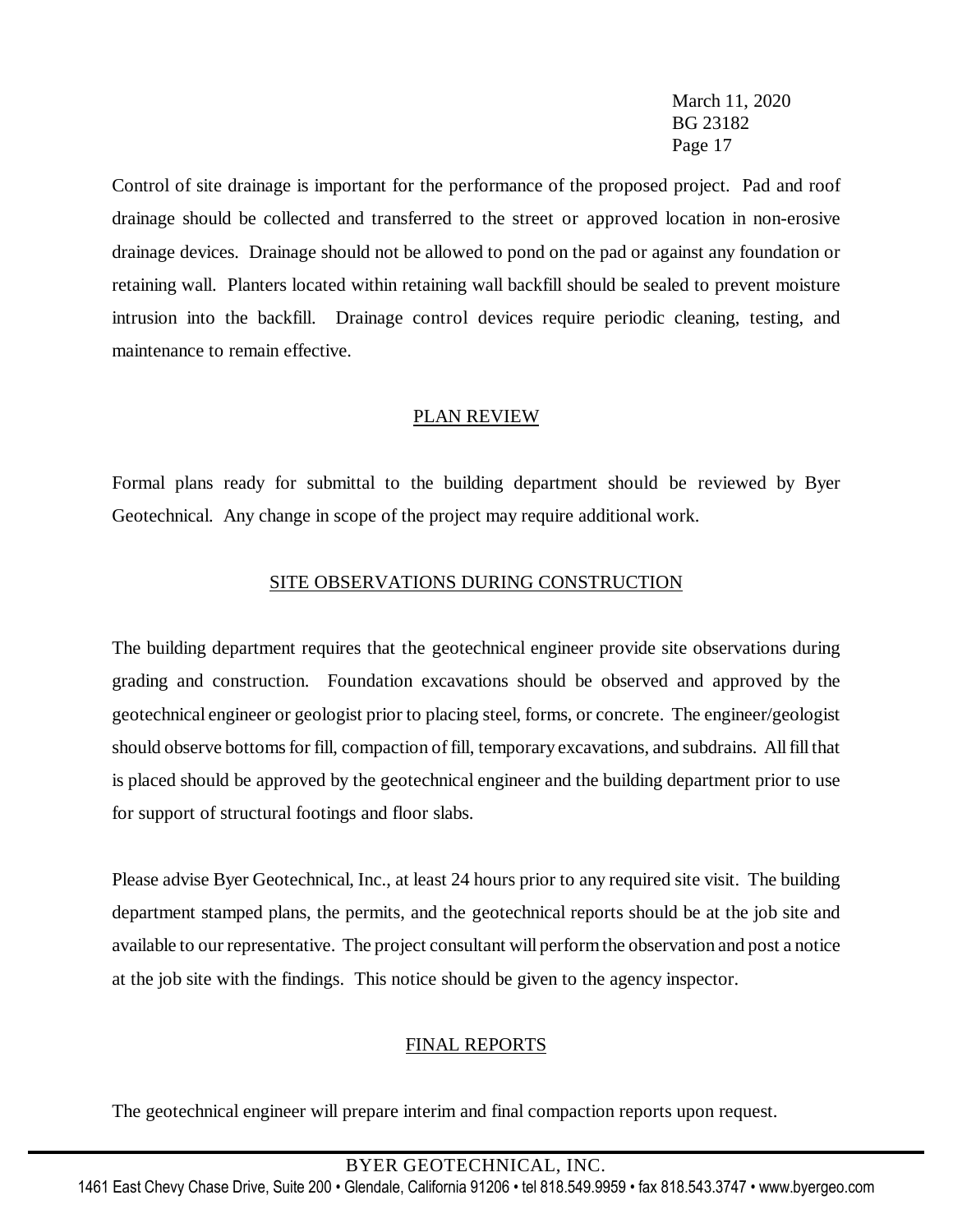Control of site drainage is important for the performance of the proposed project. Pad and roof drainage should be collected and transferred to the street or approved location in non-erosive drainage devices. Drainage should not be allowed to pond on the pad or against any foundation or retaining wall. Planters located within retaining wall backfill should be sealed to prevent moisture intrusion into the backfill. Drainage control devices require periodic cleaning, testing, and maintenance to remain effective.

## PLAN REVIEW

Formal plans ready for submittal to the building department should be reviewed by Byer Geotechnical. Any change in scope of the project may require additional work.

## SITE OBSERVATIONS DURING CONSTRUCTION

The building department requires that the geotechnical engineer provide site observations during grading and construction. Foundation excavations should be observed and approved by the geotechnical engineer or geologist prior to placing steel, forms, or concrete. The engineer/geologist should observe bottoms for fill, compaction of fill, temporary excavations, and subdrains. All fill that is placed should be approved by the geotechnical engineer and the building department prior to use for support of structural footings and floor slabs.

Please advise Byer Geotechnical, Inc., at least 24 hours prior to any required site visit. The building department stamped plans, the permits, and the geotechnical reports should be at the job site and available to our representative. The project consultant will perform the observation and post a notice at the job site with the findings. This notice should be given to the agency inspector.

## FINAL REPORTS

The geotechnical engineer will prepare interim and final compaction reports upon request.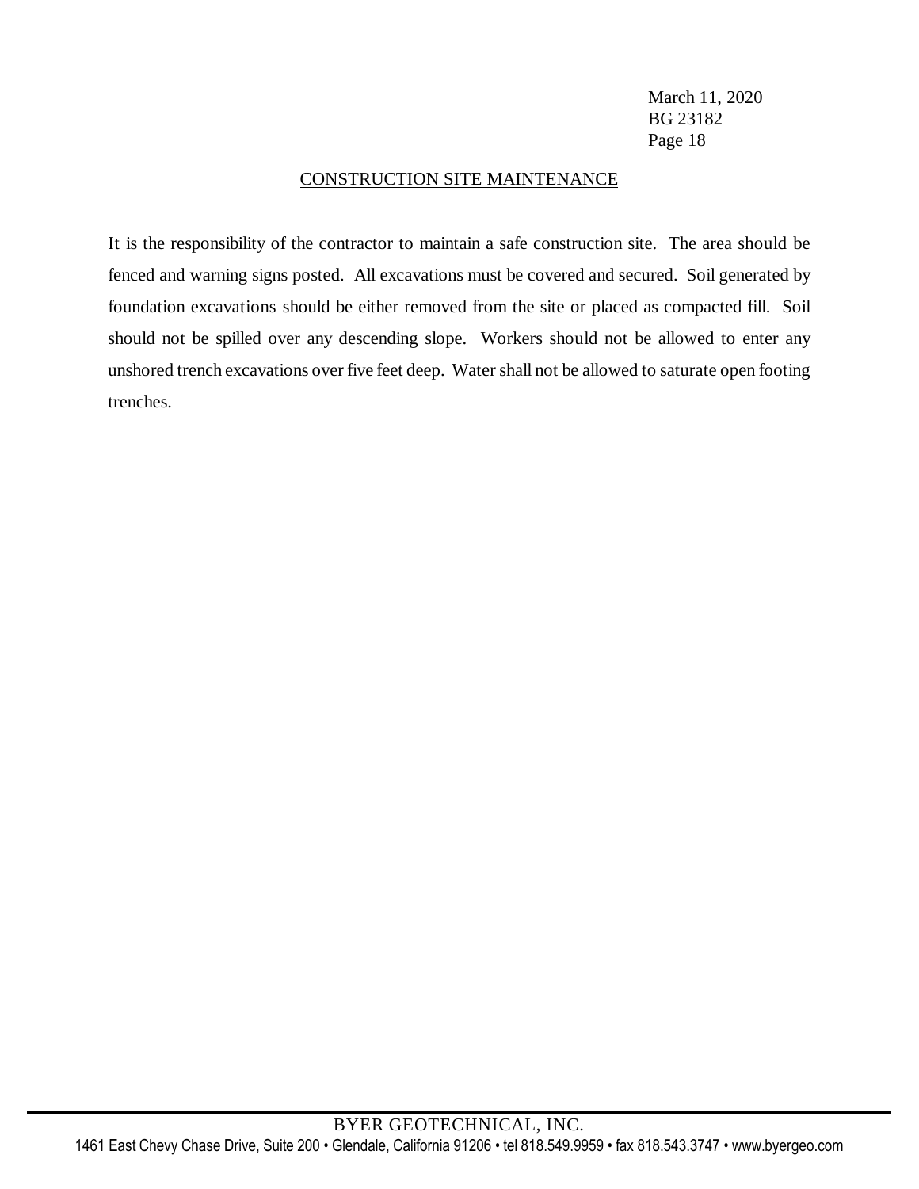## CONSTRUCTION SITE MAINTENANCE

It is the responsibility of the contractor to maintain a safe construction site. The area should be fenced and warning signs posted. All excavations must be covered and secured. Soil generated by foundation excavations should be either removed from the site or placed as compacted fill. Soil should not be spilled over any descending slope. Workers should not be allowed to enter any unshored trench excavations over five feet deep. Water shall not be allowed to saturate open footing trenches.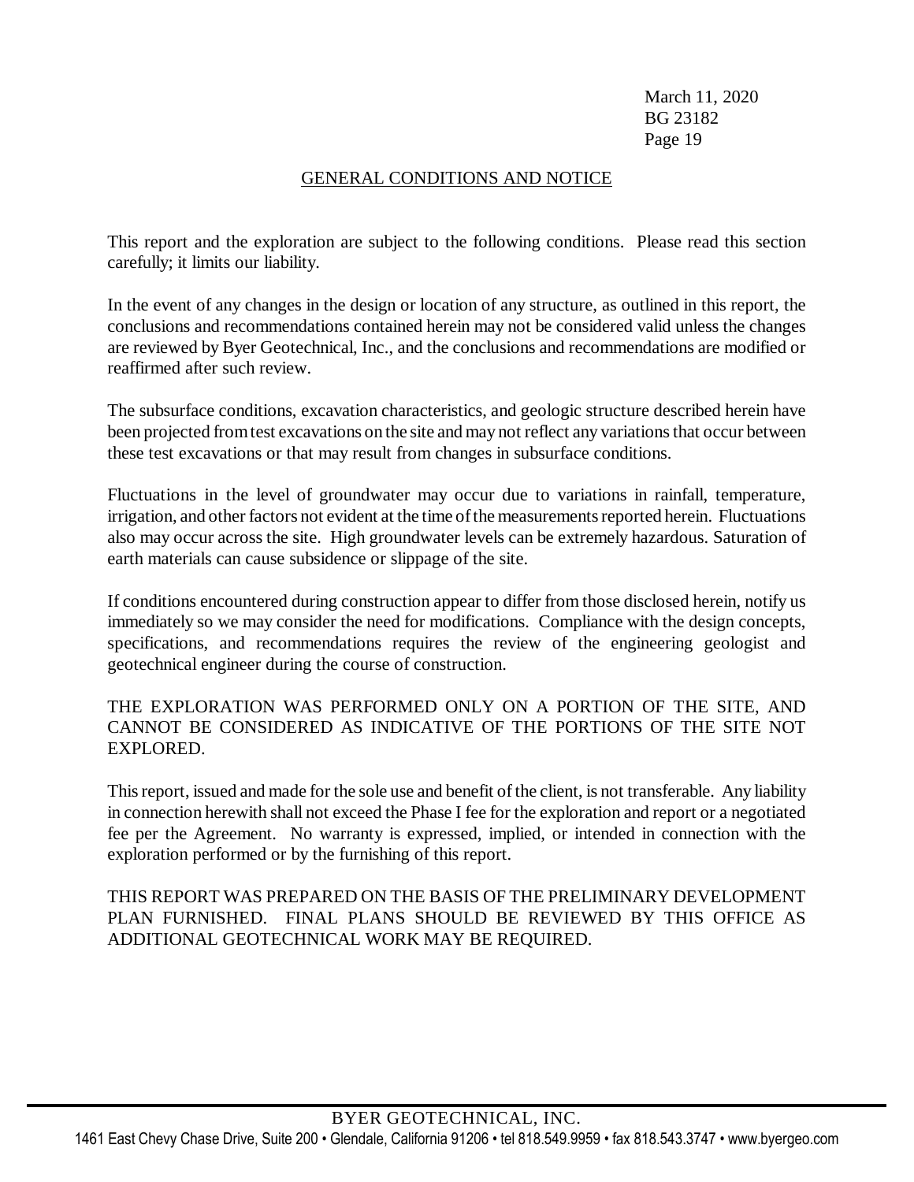## GENERAL CONDITIONS AND NOTICE

This report and the exploration are subject to the following conditions. Please read this section carefully; it limits our liability.

In the event of any changes in the design or location of any structure, as outlined in this report, the conclusions and recommendations contained herein may not be considered valid unless the changes are reviewed by Byer Geotechnical, Inc., and the conclusions and recommendations are modified or reaffirmed after such review.

The subsurface conditions, excavation characteristics, and geologic structure described herein have been projected from test excavations on the site and may not reflect any variations that occur between these test excavations or that may result from changes in subsurface conditions.

Fluctuations in the level of groundwater may occur due to variations in rainfall, temperature, irrigation, and other factors not evident at the time of the measurements reported herein. Fluctuations also may occur across the site. High groundwater levels can be extremely hazardous. Saturation of earth materials can cause subsidence or slippage of the site.

If conditions encountered during construction appear to differ from those disclosed herein, notify us immediately so we may consider the need for modifications. Compliance with the design concepts, specifications, and recommendations requires the review of the engineering geologist and geotechnical engineer during the course of construction.

THE EXPLORATION WAS PERFORMED ONLY ON A PORTION OF THE SITE, AND CANNOT BE CONSIDERED AS INDICATIVE OF THE PORTIONS OF THE SITE NOT EXPLORED.

This report, issued and made for the sole use and benefit of the client, is not transferable. Any liability in connection herewith shall not exceed the Phase I fee for the exploration and report or a negotiated fee per the Agreement. No warranty is expressed, implied, or intended in connection with the exploration performed or by the furnishing of this report.

THIS REPORT WAS PREPARED ON THE BASIS OF THE PRELIMINARY DEVELOPMENT PLAN FURNISHED. FINAL PLANS SHOULD BE REVIEWED BY THIS OFFICE AS ADDITIONAL GEOTECHNICAL WORK MAY BE REQUIRED.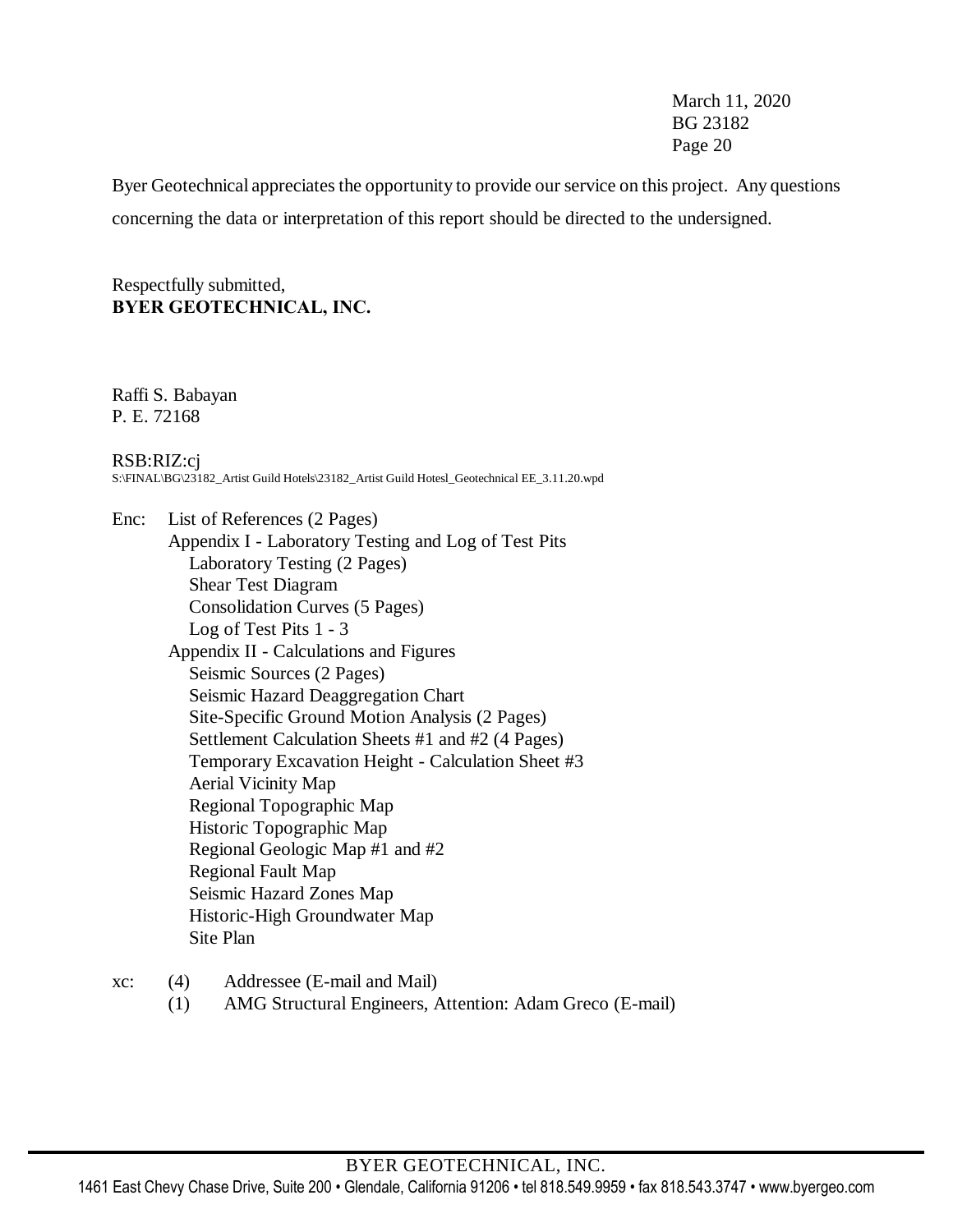Byer Geotechnical appreciates the opportunity to provide our service on this project. Any questions concerning the data or interpretation of this report should be directed to the undersigned.

Respectfully submitted,
**BYER GEOTECHNICAL, INC.**

Raffi S. Babayan
P. E. 72168

RSB:RIZ:cj
S:\FINAL\BG\23182_Artist Guild Hotels\23182_Artist Guild Hotesl_Geotechnical EE_3.11.20.wpd

Enc: List of References (2 Pages)
- Appendix I - Laboratory Testing and Log of Test Pits
  - Laboratory Testing (2 Pages)
  - Shear Test Diagram
  - Consolidation Curves (5 Pages)
  - Log of Test Pits 1 - 3
- Appendix II - Calculations and Figures
  - Seismic Sources (2 Pages)
  - Seismic Hazard Deaggregation Chart
  - Site-Specific Ground Motion Analysis (2 Pages)
  - Settlement Calculation Sheets #1 and #2 (4 Pages)
  - Temporary Excavation Height - Calculation Sheet #3
  - Aerial Vicinity Map
  - Regional Topographic Map
  - Historic Topographic Map
  - Regional Geologic Map #1 and #2
  - Regional Fault Map
  - Seismic Hazard Zones Map
  - Historic-High Groundwater Map
  - Site Plan

xc: (4) Addressee (E-mail and Mail)
(1) AMG Structural Engineers, Attention: Adam Greco (E-mail)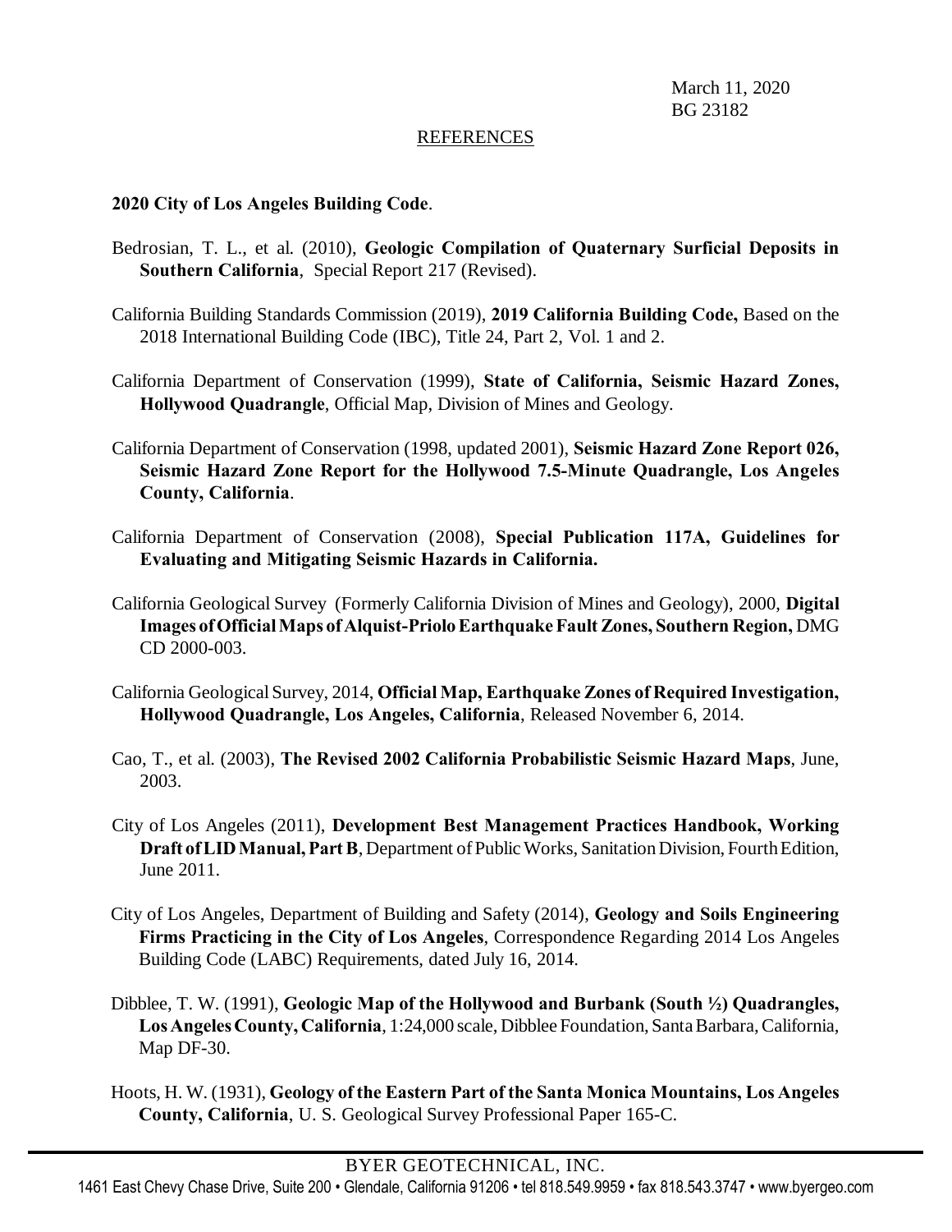March 11, 2020
BG 23182

## REFERENCES

**2020 City of Los Angeles Building Code**.

Bedrosian, T. L., et al. (2010), **Geologic Compilation of Quaternary Surficial Deposits in Southern California**, Special Report 217 (Revised).

California Building Standards Commission (2019), **2019 California Building Code,** Based on the 2018 International Building Code (IBC), Title 24, Part 2, Vol. 1 and 2.

California Department of Conservation (1999), **State of California, Seismic Hazard Zones, Hollywood Quadrangle**, Official Map, Division of Mines and Geology.

California Department of Conservation (1998, updated 2001), **Seismic Hazard Zone Report 026, Seismic Hazard Zone Report for the Hollywood 7.5-Minute Quadrangle, Los Angeles County, California**.

California Department of Conservation (2008), **Special Publication 117A, Guidelines for Evaluating and Mitigating Seismic Hazards in California.**

California Geological Survey (Formerly California Division of Mines and Geology), 2000, **Digital Images of Official Maps of Alquist-Priolo Earthquake Fault Zones, Southern Region,** DMG CD 2000-003.

California Geological Survey, 2014, **Official Map, Earthquake Zones of Required Investigation, Hollywood Quadrangle, Los Angeles, California**, Released November 6, 2014.

Cao, T., et al. (2003), **The Revised 2002 California Probabilistic Seismic Hazard Maps**, June, 2003.

City of Los Angeles (2011), **Development Best Management Practices Handbook, Working Draft of LID Manual, Part B**, Department of Public Works, Sanitation Division, Fourth Edition, June 2011.

City of Los Angeles, Department of Building and Safety (2014), **Geology and Soils Engineering Firms Practicing in the City of Los Angeles**, Correspondence Regarding 2014 Los Angeles Building Code (LABC) Requirements, dated July 16, 2014.

Dibblee, T. W. (1991), **Geologic Map of the Hollywood and Burbank (South ½) Quadrangles, Los Angeles County, California**, 1:24,000 scale, Dibblee Foundation, Santa Barbara, California, Map DF-30.

Hoots, H. W. (1931), **Geology of the Eastern Part of the Santa Monica Mountains, Los Angeles County, California**, U. S. Geological Survey Professional Paper 165-C.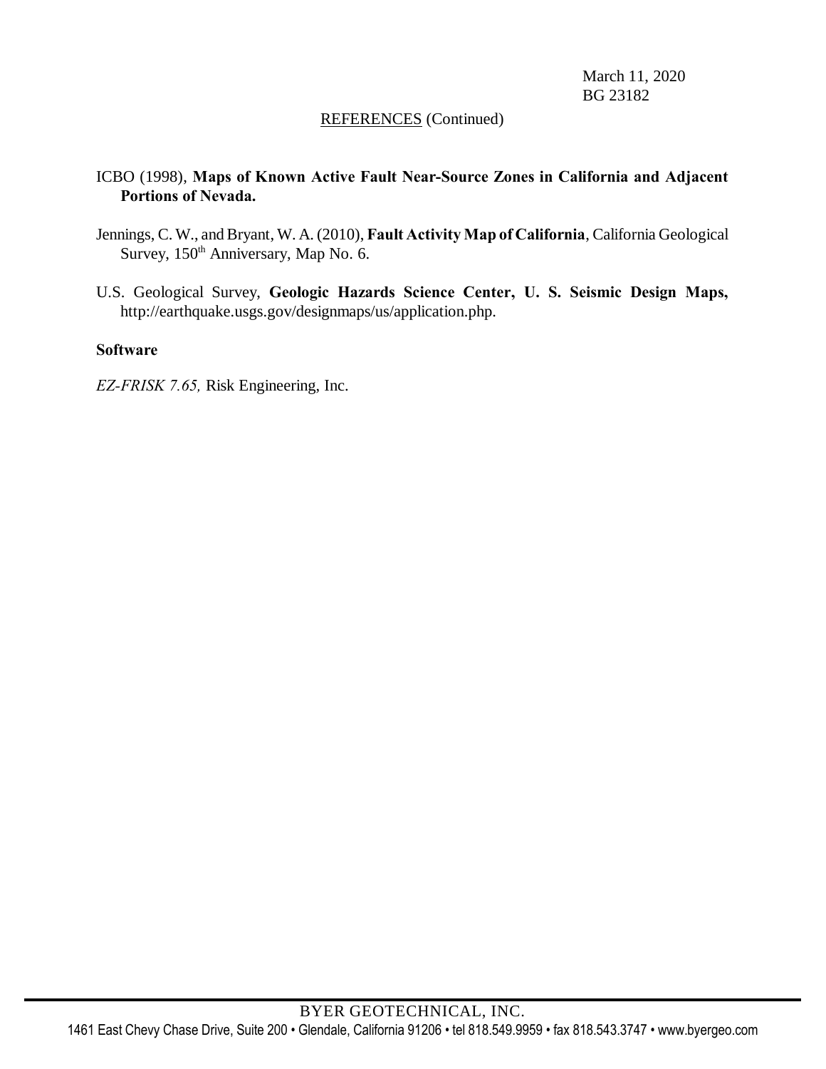March 11, 2020
BG 23182

REFERENCES (Continued)

ICBO (1998), **Maps of Known Active Fault Near-Source Zones in California and Adjacent Portions of Nevada.**

Jennings, C. W., and Bryant, W. A. (2010), **Fault Activity Map of California**, California Geological Survey, 150th Anniversary, Map No. 6.

U.S. Geological Survey, **Geologic Hazards Science Center, U. S. Seismic Design Maps,** http://earthquake.usgs.gov/designmaps/us/application.php.

**Software**

*EZ-FRISK 7.65,* Risk Engineering, Inc.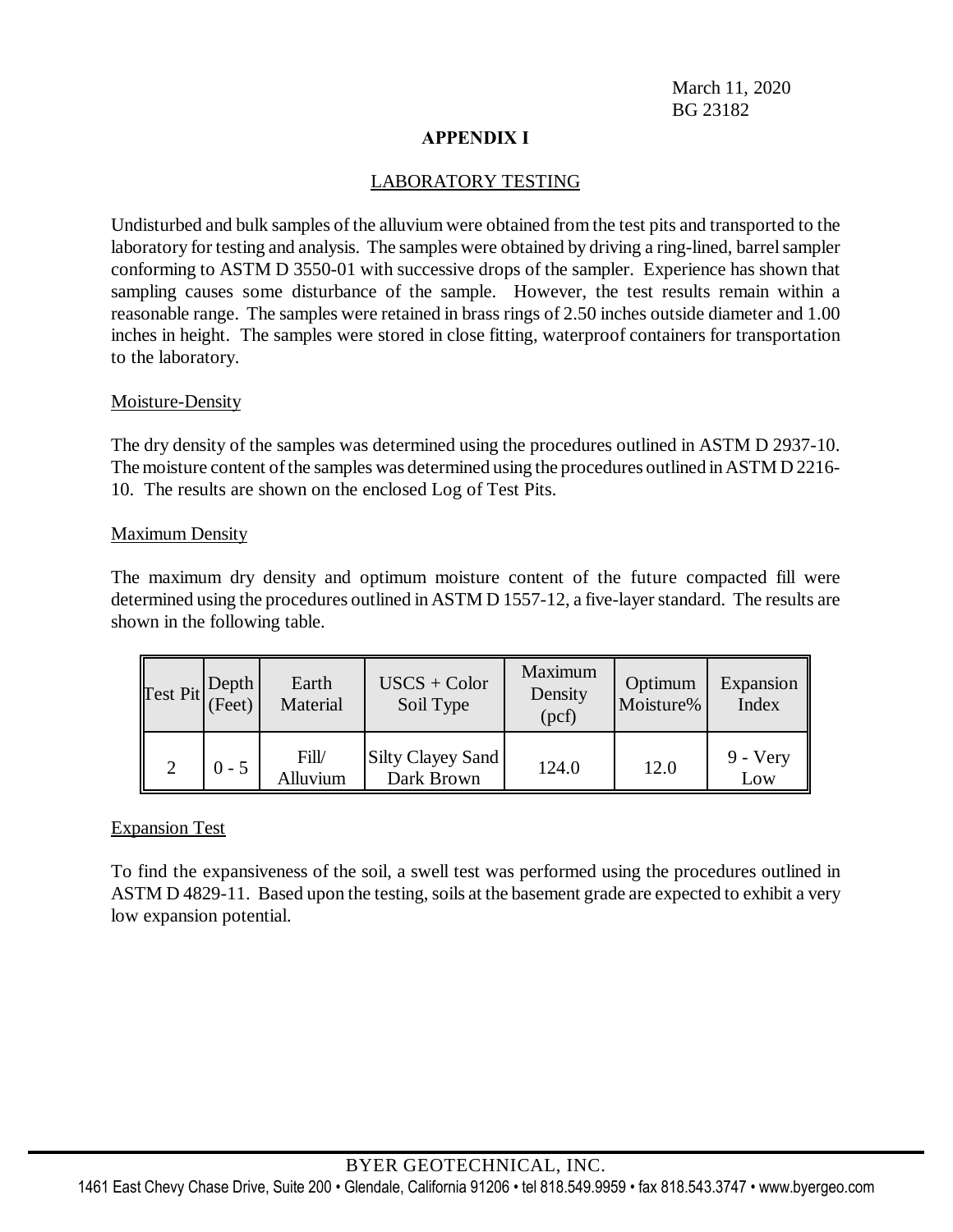March 11, 2020
BG 23182

# APPENDIX I

## LABORATORY TESTING

Undisturbed and bulk samples of the alluvium were obtained from the test pits and transported to the laboratory for testing and analysis. The samples were obtained by driving a ring-lined, barrel sampler conforming to ASTM D 3550-01 with successive drops of the sampler. Experience has shown that sampling causes some disturbance of the sample. However, the test results remain within a reasonable range. The samples were retained in brass rings of 2.50 inches outside diameter and 1.00 inches in height. The samples were stored in close fitting, waterproof containers for transportation to the laboratory.

### Moisture-Density

The dry density of the samples was determined using the procedures outlined in ASTM D 2937-10. The moisture content of the samples was determined using the procedures outlined in ASTM D 2216-10. The results are shown on the enclosed Log of Test Pits.

### Maximum Density

The maximum dry density and optimum moisture content of the future compacted fill were determined using the procedures outlined in ASTM D 1557-12, a five-layer standard. The results are shown in the following table.

| Test Pit | Depth (Feet) | Earth Material | USCS + Color Soil Type | Maximum Density (pcf) | Optimum Moisture% | Expansion Index |
|---|---|---|---|---|---|---|
| 2 | 0 - 5 | Fill/ Alluvium | Silty Clayey Sand Dark Brown | 124.0 | 12.0 | 9 - Very Low |

### Expansion Test

To find the expansiveness of the soil, a swell test was performed using the procedures outlined in ASTM D 4829-11. Based upon the testing, soils at the basement grade are expected to exhibit a very low expansion potential.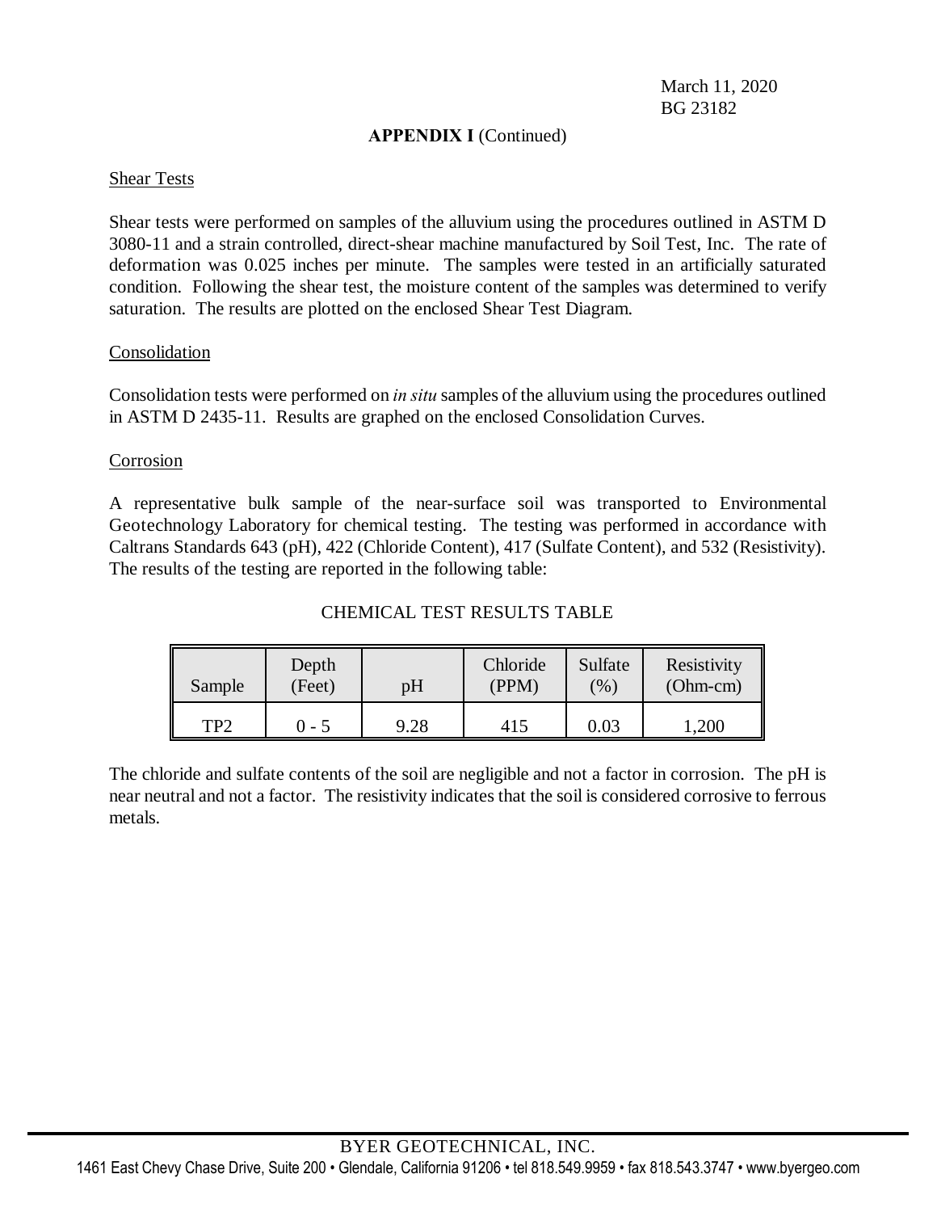March 11, 2020
BG 23182

**APPENDIX I** (Continued)

Shear Tests

Shear tests were performed on samples of the alluvium using the procedures outlined in ASTM D 3080-11 and a strain controlled, direct-shear machine manufactured by Soil Test, Inc. The rate of deformation was 0.025 inches per minute. The samples were tested in an artificially saturated condition. Following the shear test, the moisture content of the samples was determined to verify saturation. The results are plotted on the enclosed Shear Test Diagram.

Consolidation

Consolidation tests were performed on *in situ* samples of the alluvium using the procedures outlined in ASTM D 2435-11. Results are graphed on the enclosed Consolidation Curves.

Corrosion

A representative bulk sample of the near-surface soil was transported to Environmental Geotechnology Laboratory for chemical testing. The testing was performed in accordance with Caltrans Standards 643 (pH), 422 (Chloride Content), 417 (Sulfate Content), and 532 (Resistivity). The results of the testing are reported in the following table:

CHEMICAL TEST RESULTS TABLE

| Sample | Depth (Feet) | pH | Chloride (PPM) | Sulfate (%) | Resistivity (Ohm-cm) |
|---|---|---|---|---|---|
| TP2 | 0 - 5 | 9.28 | 415 | 0.03 | 1,200 |

The chloride and sulfate contents of the soil are negligible and not a factor in corrosion. The pH is near neutral and not a factor. The resistivity indicates that the soil is considered corrosive to ferrous metals.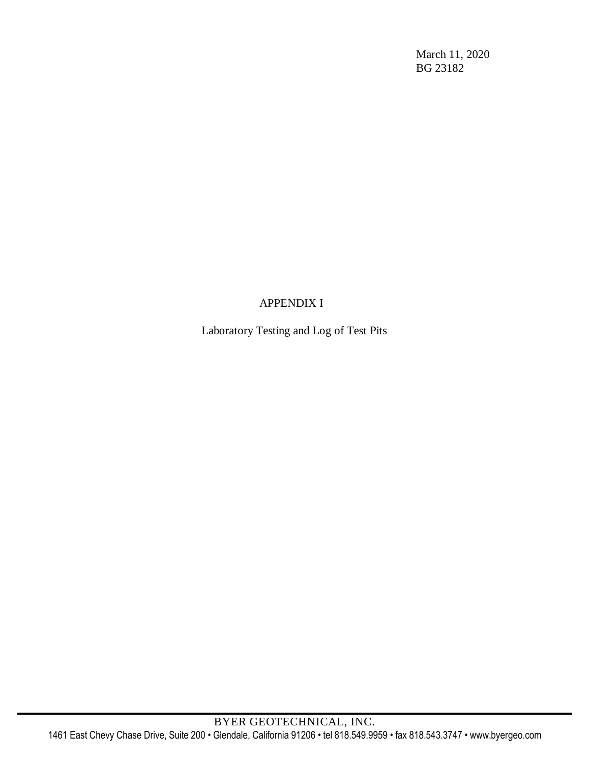March 11, 2020
BG 23182

# APPENDIX I

Laboratory Testing and Log of Test Pits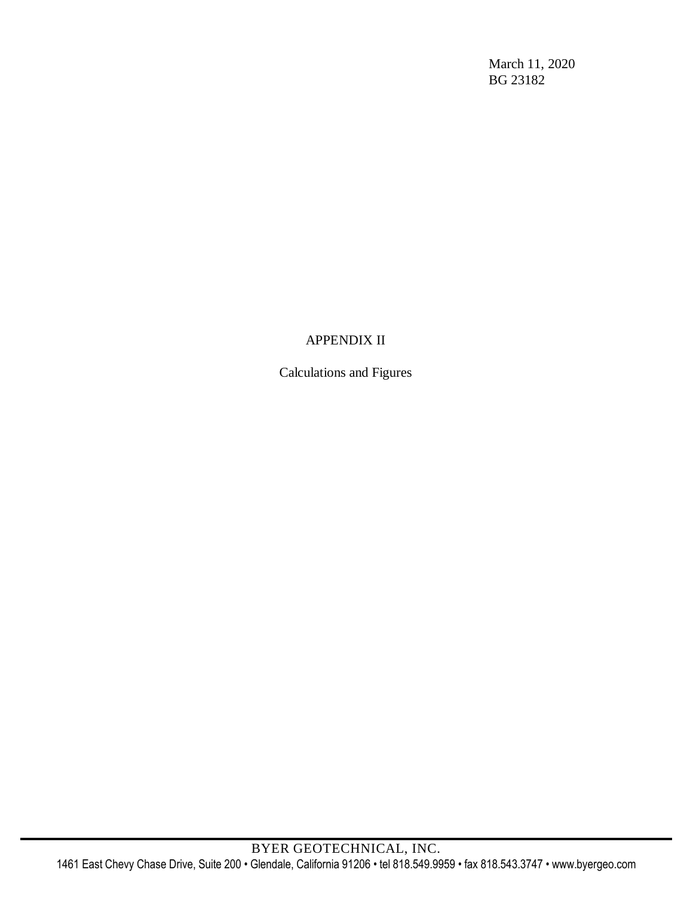March 11, 2020
BG 23182

# APPENDIX II

Calculations and Figures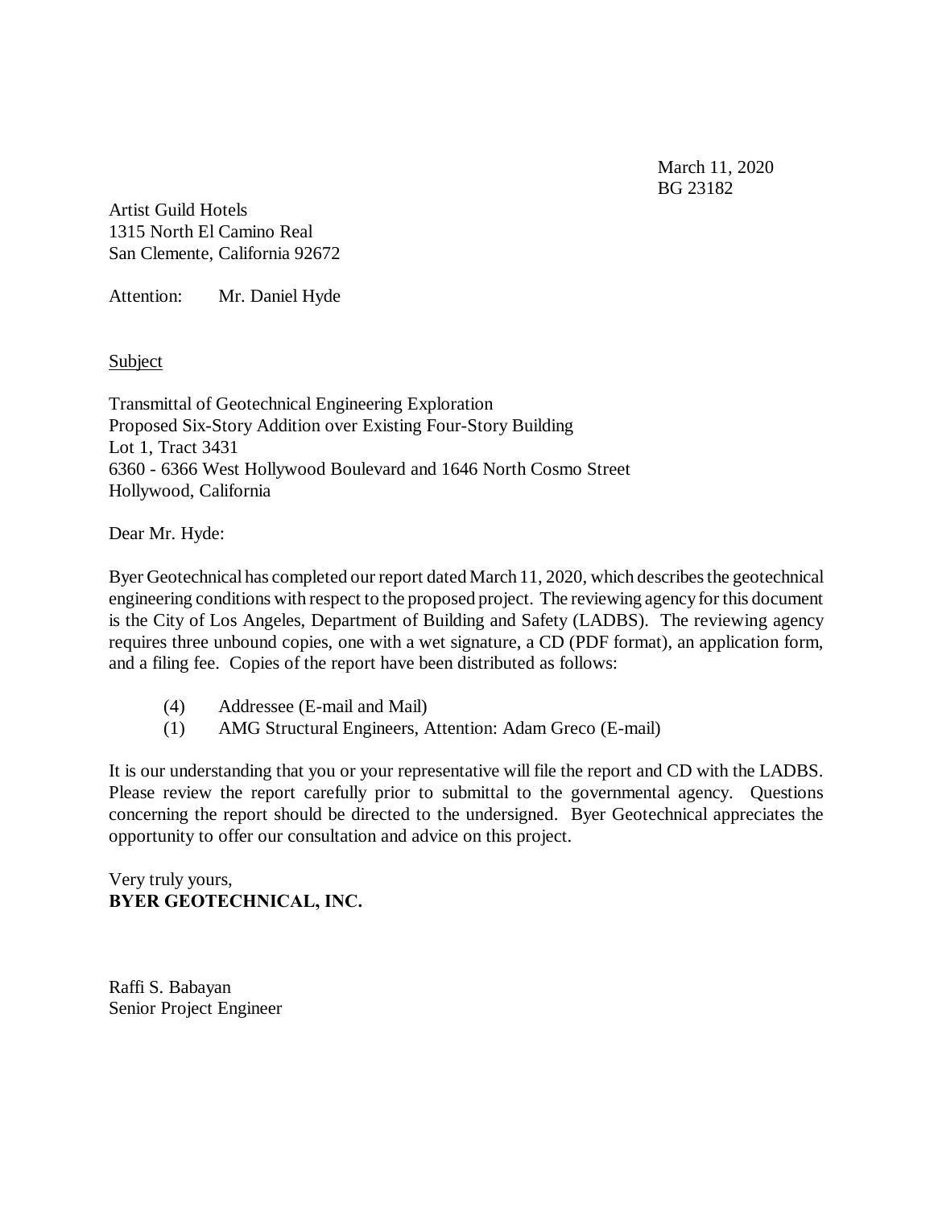March 11, 2020
BG 23182

Artist Guild Hotels
1315 North El Camino Real
San Clemente, California 92672

Attention: Mr. Daniel Hyde

Subject

Transmittal of Geotechnical Engineering Exploration
Proposed Six-Story Addition over Existing Four-Story Building
Lot 1, Tract 3431
6360 - 6366 West Hollywood Boulevard and 1646 North Cosmo Street
Hollywood, California

Dear Mr. Hyde:

Byer Geotechnical has completed our report dated March 11, 2020, which describes the geotechnical engineering conditions with respect to the proposed project. The reviewing agency for this document is the City of Los Angeles, Department of Building and Safety (LADBS). The reviewing agency requires three unbound copies, one with a wet signature, a CD (PDF format), an application form, and a filing fee. Copies of the report have been distributed as follows:

(4) Addressee (E-mail and Mail)
(1) AMG Structural Engineers, Attention: Adam Greco (E-mail)

It is our understanding that you or your representative will file the report and CD with the LADBS. Please review the report carefully prior to submittal to the governmental agency. Questions concerning the report should be directed to the undersigned. Byer Geotechnical appreciates the opportunity to offer our consultation and advice on this project.

Very truly yours,
**BYER GEOTECHNICAL, INC.**

Raffi S. Babayan
Senior Project Engineer